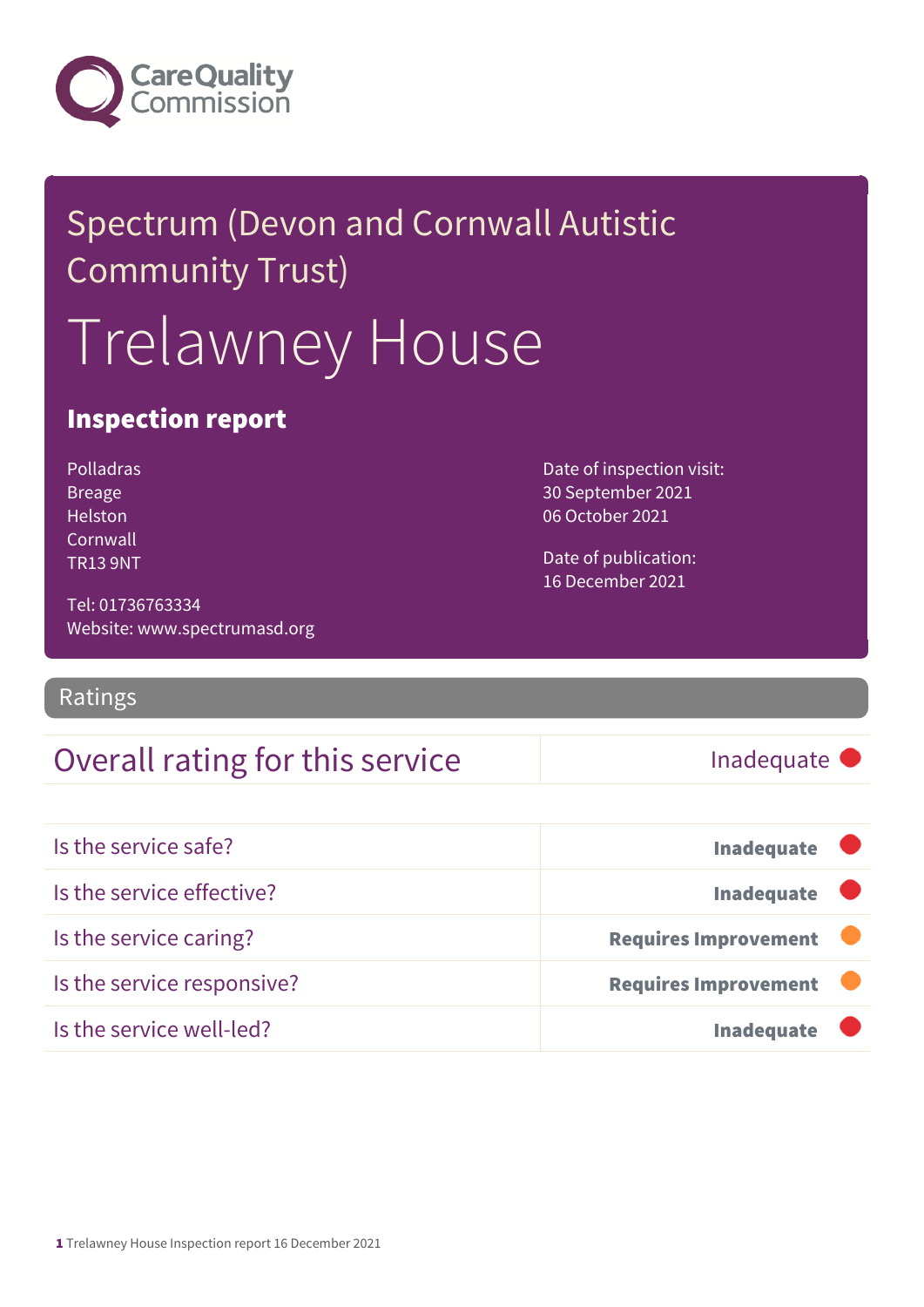Care Quality Commission

Spectrum (Devon and Cornwall Autistic Community Trust)

# Trelawney House

## Inspection report

Polladras
Breage
Helston
Cornwall
TR13 9NT

Tel: 01736763334
Website: www.spectrumasd.org

Date of inspection visit:
30 September 2021
06 October 2021

Date of publication:
16 December 2021

## Ratings

| Overall rating for this service | Inadequate |
|---|---|

| | |
|---|---|
| Is the service safe? | **Inadequate** |
| Is the service effective? | **Inadequate** |
| Is the service caring? | **Requires Improvement** |
| Is the service responsive? | **Requires Improvement** |
| Is the service well-led? | **Inadequate** |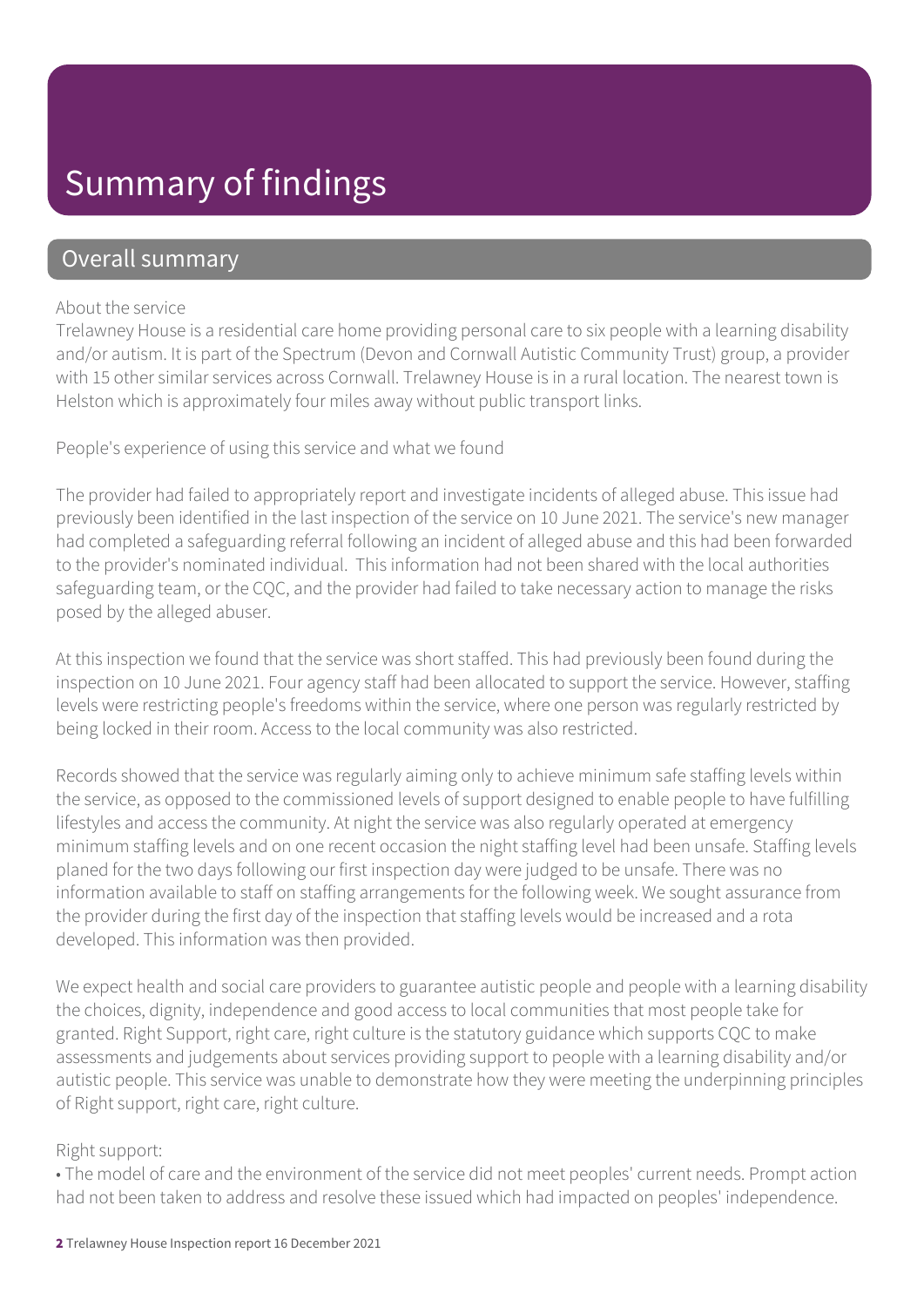# Summary of findings

## Overall summary

About the service

Trelawney House is a residential care home providing personal care to six people with a learning disability and/or autism. It is part of the Spectrum (Devon and Cornwall Autistic Community Trust) group, a provider with 15 other similar services across Cornwall. Trelawney House is in a rural location. The nearest town is Helston which is approximately four miles away without public transport links.

People's experience of using this service and what we found

The provider had failed to appropriately report and investigate incidents of alleged abuse. This issue had previously been identified in the last inspection of the service on 10 June 2021. The service's new manager had completed a safeguarding referral following an incident of alleged abuse and this had been forwarded to the provider's nominated individual. This information had not been shared with the local authorities safeguarding team, or the CQC, and the provider had failed to take necessary action to manage the risks posed by the alleged abuser.

At this inspection we found that the service was short staffed. This had previously been found during the inspection on 10 June 2021. Four agency staff had been allocated to support the service. However, staffing levels were restricting people's freedoms within the service, where one person was regularly restricted by being locked in their room. Access to the local community was also restricted.

Records showed that the service was regularly aiming only to achieve minimum safe staffing levels within the service, as opposed to the commissioned levels of support designed to enable people to have fulfilling lifestyles and access the community. At night the service was also regularly operated at emergency minimum staffing levels and on one recent occasion the night staffing level had been unsafe. Staffing levels planed for the two days following our first inspection day were judged to be unsafe. There was no information available to staff on staffing arrangements for the following week. We sought assurance from the provider during the first day of the inspection that staffing levels would be increased and a rota developed. This information was then provided.

We expect health and social care providers to guarantee autistic people and people with a learning disability the choices, dignity, independence and good access to local communities that most people take for granted. Right Support, right care, right culture is the statutory guidance which supports CQC to make assessments and judgements about services providing support to people with a learning disability and/or autistic people. This service was unable to demonstrate how they were meeting the underpinning principles of Right support, right care, right culture.

Right support:

• The model of care and the environment of the service did not meet peoples' current needs. Prompt action had not been taken to address and resolve these issued which had impacted on peoples' independence.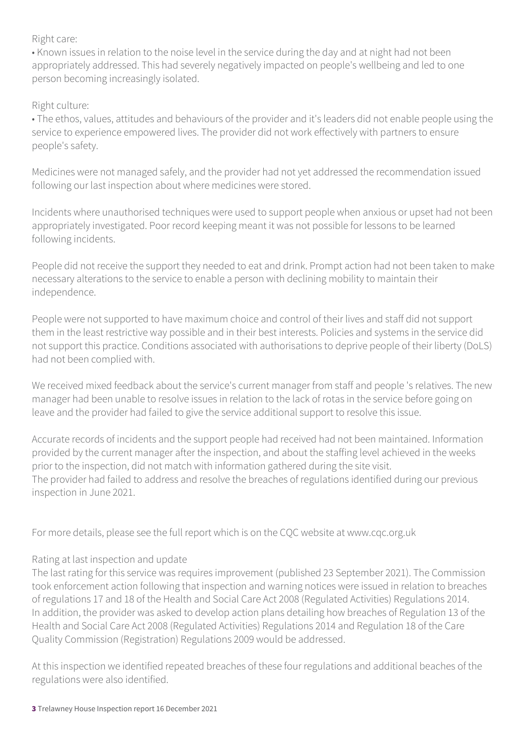Right care:

• Known issues in relation to the noise level in the service during the day and at night had not been appropriately addressed. This had severely negatively impacted on people's wellbeing and led to one person becoming increasingly isolated.

Right culture:

• The ethos, values, attitudes and behaviours of the provider and it's leaders did not enable people using the service to experience empowered lives. The provider did not work effectively with partners to ensure people's safety.

Medicines were not managed safely, and the provider had not yet addressed the recommendation issued following our last inspection about where medicines were stored.

Incidents where unauthorised techniques were used to support people when anxious or upset had not been appropriately investigated. Poor record keeping meant it was not possible for lessons to be learned following incidents.

People did not receive the support they needed to eat and drink. Prompt action had not been taken to make necessary alterations to the service to enable a person with declining mobility to maintain their independence.

People were not supported to have maximum choice and control of their lives and staff did not support them in the least restrictive way possible and in their best interests. Policies and systems in the service did not support this practice. Conditions associated with authorisations to deprive people of their liberty (DoLS) had not been complied with.

We received mixed feedback about the service's current manager from staff and people 's relatives. The new manager had been unable to resolve issues in relation to the lack of rotas in the service before going on leave and the provider had failed to give the service additional support to resolve this issue.

Accurate records of incidents and the support people had received had not been maintained. Information provided by the current manager after the inspection, and about the staffing level achieved in the weeks prior to the inspection, did not match with information gathered during the site visit.
The provider had failed to address and resolve the breaches of regulations identified during our previous inspection in June 2021.

For more details, please see the full report which is on the CQC website at www.cqc.org.uk

Rating at last inspection and update

The last rating for this service was requires improvement (published 23 September 2021). The Commission took enforcement action following that inspection and warning notices were issued in relation to breaches of regulations 17 and 18 of the Health and Social Care Act 2008 (Regulated Activities) Regulations 2014. In addition, the provider was asked to develop action plans detailing how breaches of Regulation 13 of the Health and Social Care Act 2008 (Regulated Activities) Regulations 2014 and Regulation 18 of the Care Quality Commission (Registration) Regulations 2009 would be addressed.

At this inspection we identified repeated breaches of these four regulations and additional beaches of the regulations were also identified.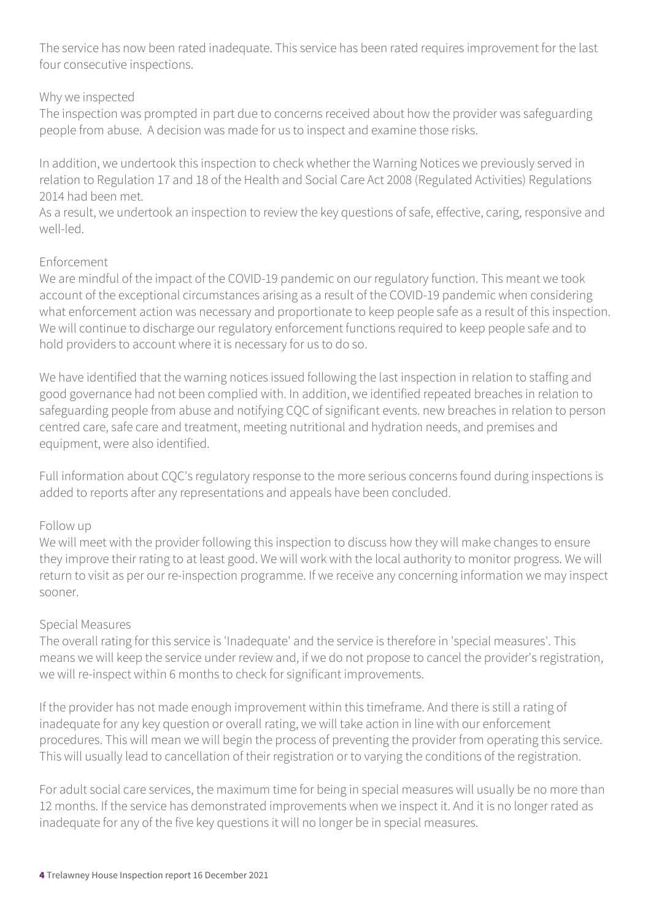The service has now been rated inadequate. This service has been rated requires improvement for the last four consecutive inspections.

### Why we inspected

The inspection was prompted in part due to concerns received about how the provider was safeguarding people from abuse. A decision was made for us to inspect and examine those risks.

In addition, we undertook this inspection to check whether the Warning Notices we previously served in relation to Regulation 17 and 18 of the Health and Social Care Act 2008 (Regulated Activities) Regulations 2014 had been met.

As a result, we undertook an inspection to review the key questions of safe, effective, caring, responsive and well-led.

### Enforcement

We are mindful of the impact of the COVID-19 pandemic on our regulatory function. This meant we took account of the exceptional circumstances arising as a result of the COVID-19 pandemic when considering what enforcement action was necessary and proportionate to keep people safe as a result of this inspection. We will continue to discharge our regulatory enforcement functions required to keep people safe and to hold providers to account where it is necessary for us to do so.

We have identified that the warning notices issued following the last inspection in relation to staffing and good governance had not been complied with. In addition, we identified repeated breaches in relation to safeguarding people from abuse and notifying CQC of significant events. new breaches in relation to person centred care, safe care and treatment, meeting nutritional and hydration needs, and premises and equipment, were also identified.

Full information about CQC's regulatory response to the more serious concerns found during inspections is added to reports after any representations and appeals have been concluded.

### Follow up

We will meet with the provider following this inspection to discuss how they will make changes to ensure they improve their rating to at least good. We will work with the local authority to monitor progress. We will return to visit as per our re-inspection programme. If we receive any concerning information we may inspect sooner.

### Special Measures

The overall rating for this service is 'Inadequate' and the service is therefore in 'special measures'. This means we will keep the service under review and, if we do not propose to cancel the provider's registration, we will re-inspect within 6 months to check for significant improvements.

If the provider has not made enough improvement within this timeframe. And there is still a rating of inadequate for any key question or overall rating, we will take action in line with our enforcement procedures. This will mean we will begin the process of preventing the provider from operating this service. This will usually lead to cancellation of their registration or to varying the conditions of the registration.

For adult social care services, the maximum time for being in special measures will usually be no more than 12 months. If the service has demonstrated improvements when we inspect it. And it is no longer rated as inadequate for any of the five key questions it will no longer be in special measures.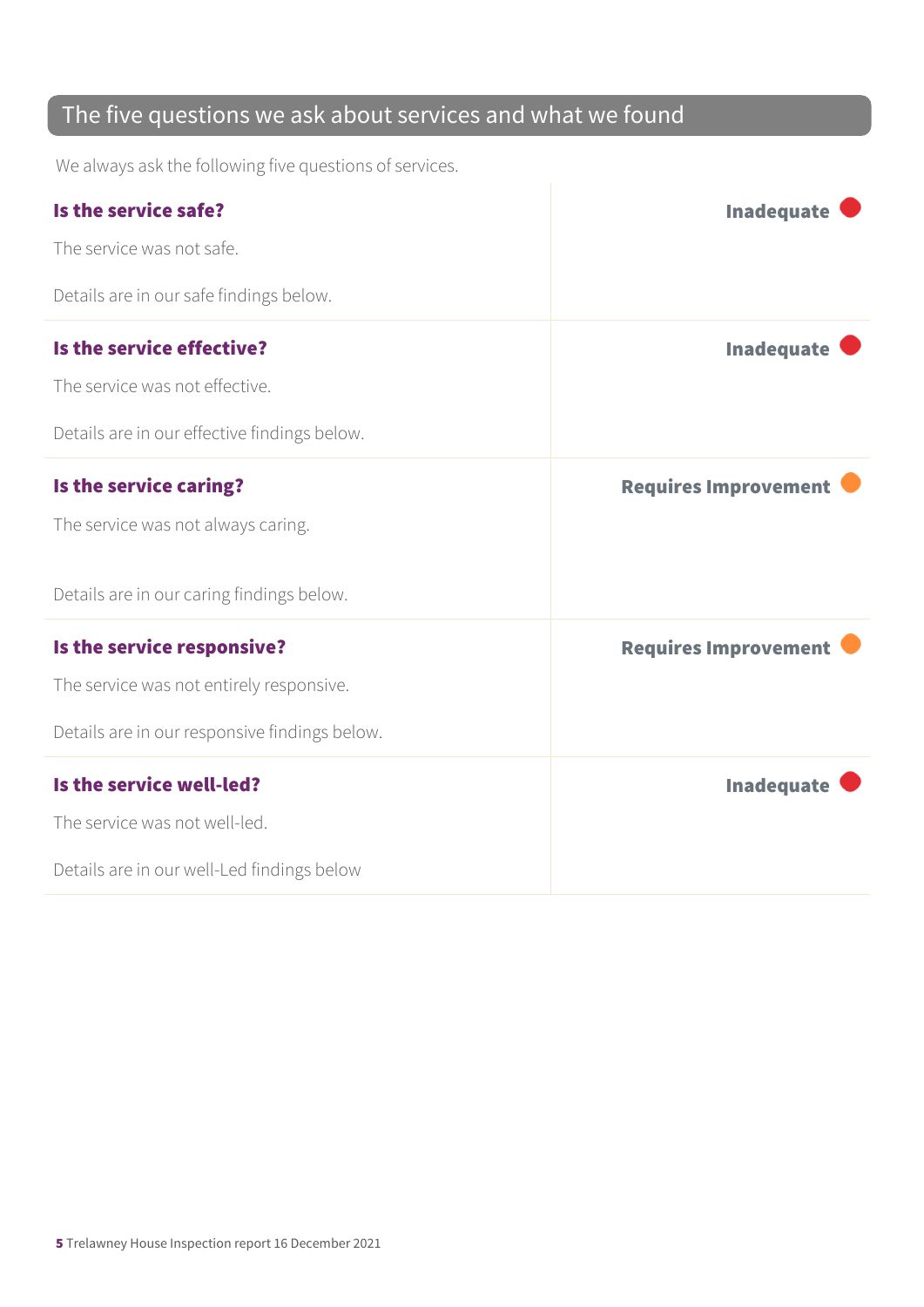## The five questions we ask about services and what we found

We always ask the following five questions of services.

| | |
|---|---|
| **Is the service safe?**<br><br>The service was not safe.<br><br>Details are in our safe findings below. | **Inadequate** |
| **Is the service effective?**<br><br>The service was not effective.<br><br>Details are in our effective findings below. | **Inadequate** |
| **Is the service caring?**<br><br>The service was not always caring.<br><br>Details are in our caring findings below. | **Requires Improvement** |
| **Is the service responsive?**<br><br>The service was not entirely responsive.<br><br>Details are in our responsive findings below. | **Requires Improvement** |
| **Is the service well-led?**<br><br>The service was not well-led.<br><br>Details are in our well-Led findings below | **Inadequate** |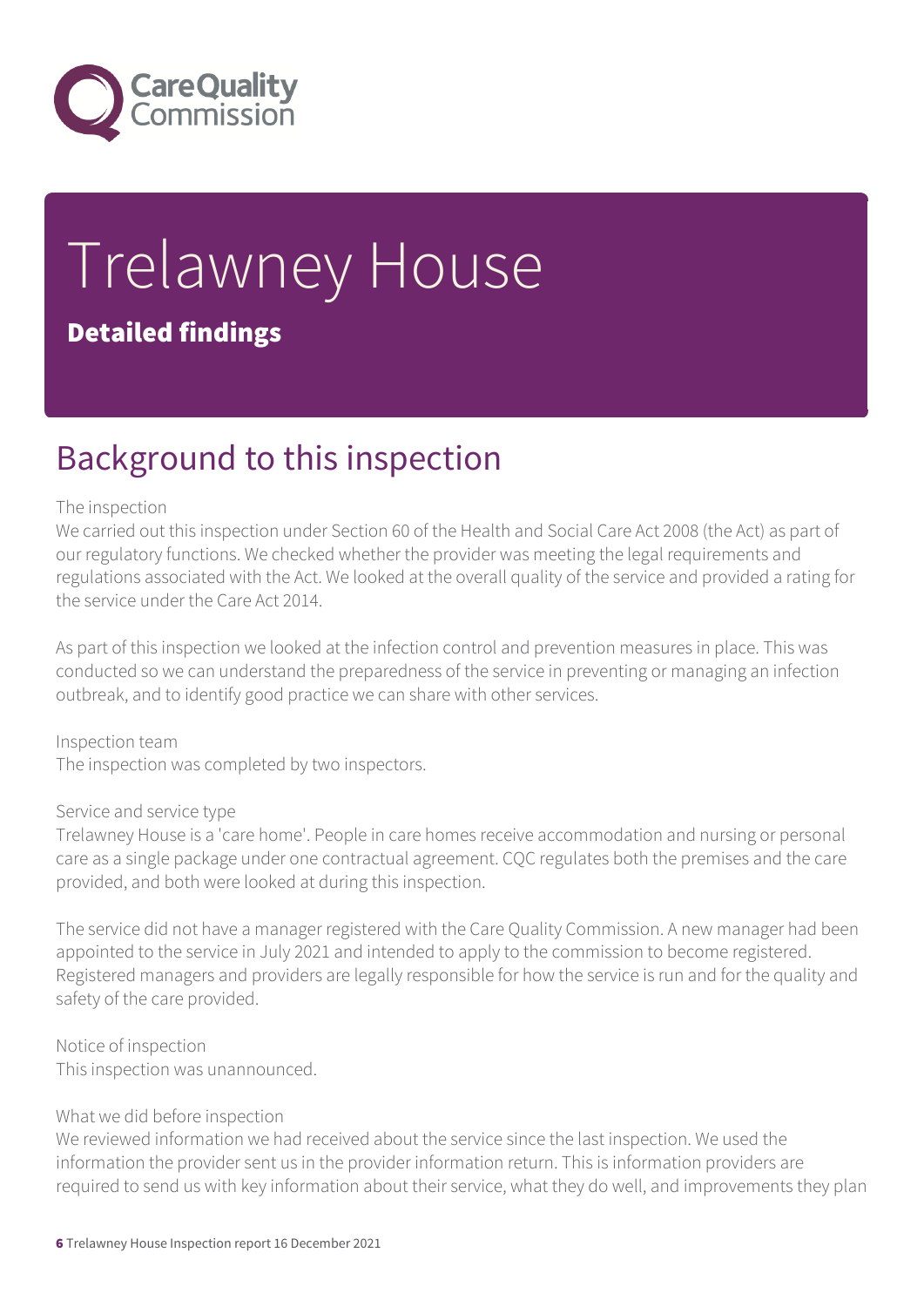# Trelawney House

## Detailed findings

## Background to this inspection

The inspection

We carried out this inspection under Section 60 of the Health and Social Care Act 2008 (the Act) as part of our regulatory functions. We checked whether the provider was meeting the legal requirements and regulations associated with the Act. We looked at the overall quality of the service and provided a rating for the service under the Care Act 2014.

As part of this inspection we looked at the infection control and prevention measures in place. This was conducted so we can understand the preparedness of the service in preventing or managing an infection outbreak, and to identify good practice we can share with other services.

Inspection team

The inspection was completed by two inspectors.

Service and service type

Trelawney House is a 'care home'. People in care homes receive accommodation and nursing or personal care as a single package under one contractual agreement. CQC regulates both the premises and the care provided, and both were looked at during this inspection.

The service did not have a manager registered with the Care Quality Commission. A new manager had been appointed to the service in July 2021 and intended to apply to the commission to become registered. Registered managers and providers are legally responsible for how the service is run and for the quality and safety of the care provided.

Notice of inspection

This inspection was unannounced.

What we did before inspection

We reviewed information we had received about the service since the last inspection. We used the information the provider sent us in the provider information return. This is information providers are required to send us with key information about their service, what they do well, and improvements they plan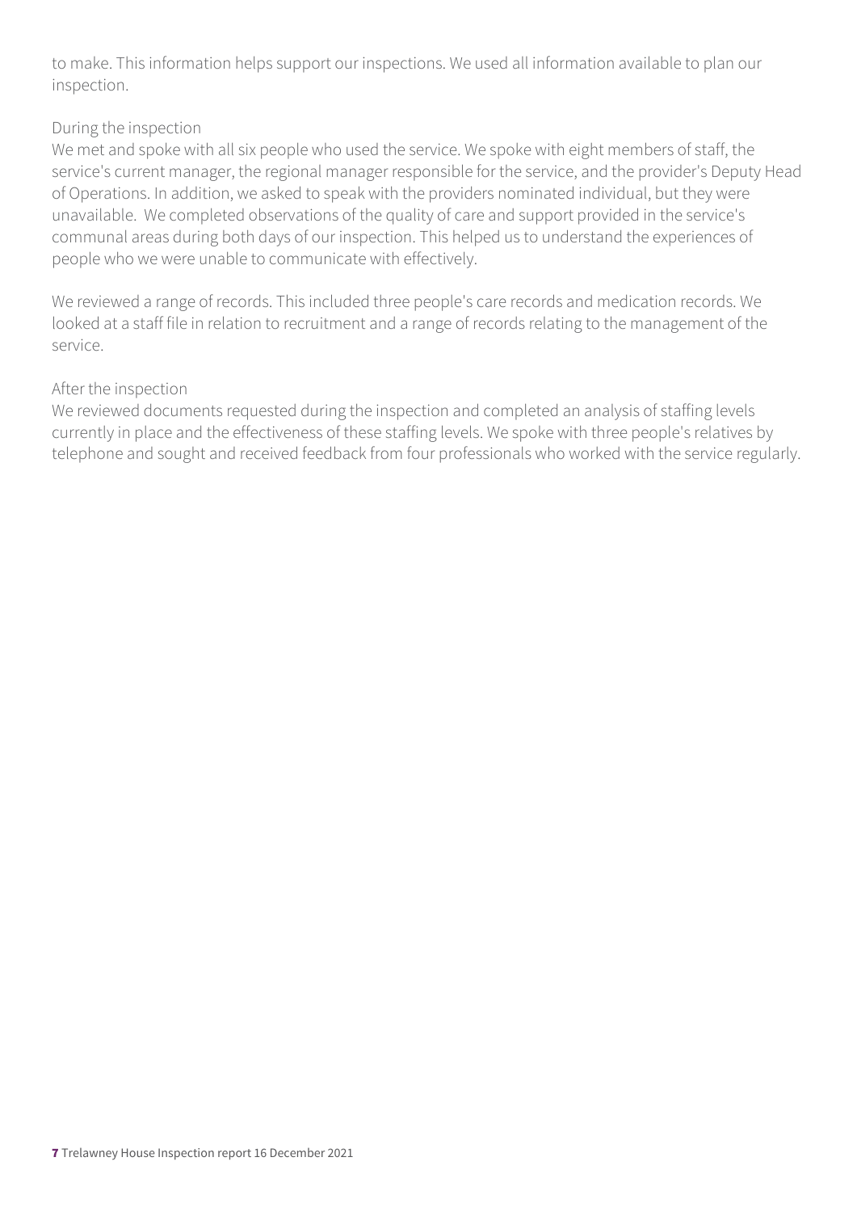to make. This information helps support our inspections. We used all information available to plan our inspection.

During the inspection

We met and spoke with all six people who used the service. We spoke with eight members of staff, the service's current manager, the regional manager responsible for the service, and the provider's Deputy Head of Operations. In addition, we asked to speak with the providers nominated individual, but they were unavailable. We completed observations of the quality of care and support provided in the service's communal areas during both days of our inspection. This helped us to understand the experiences of people who we were unable to communicate with effectively.

We reviewed a range of records. This included three people's care records and medication records. We looked at a staff file in relation to recruitment and a range of records relating to the management of the service.

After the inspection

We reviewed documents requested during the inspection and completed an analysis of staffing levels currently in place and the effectiveness of these staffing levels. We spoke with three people's relatives by telephone and sought and received feedback from four professionals who worked with the service regularly.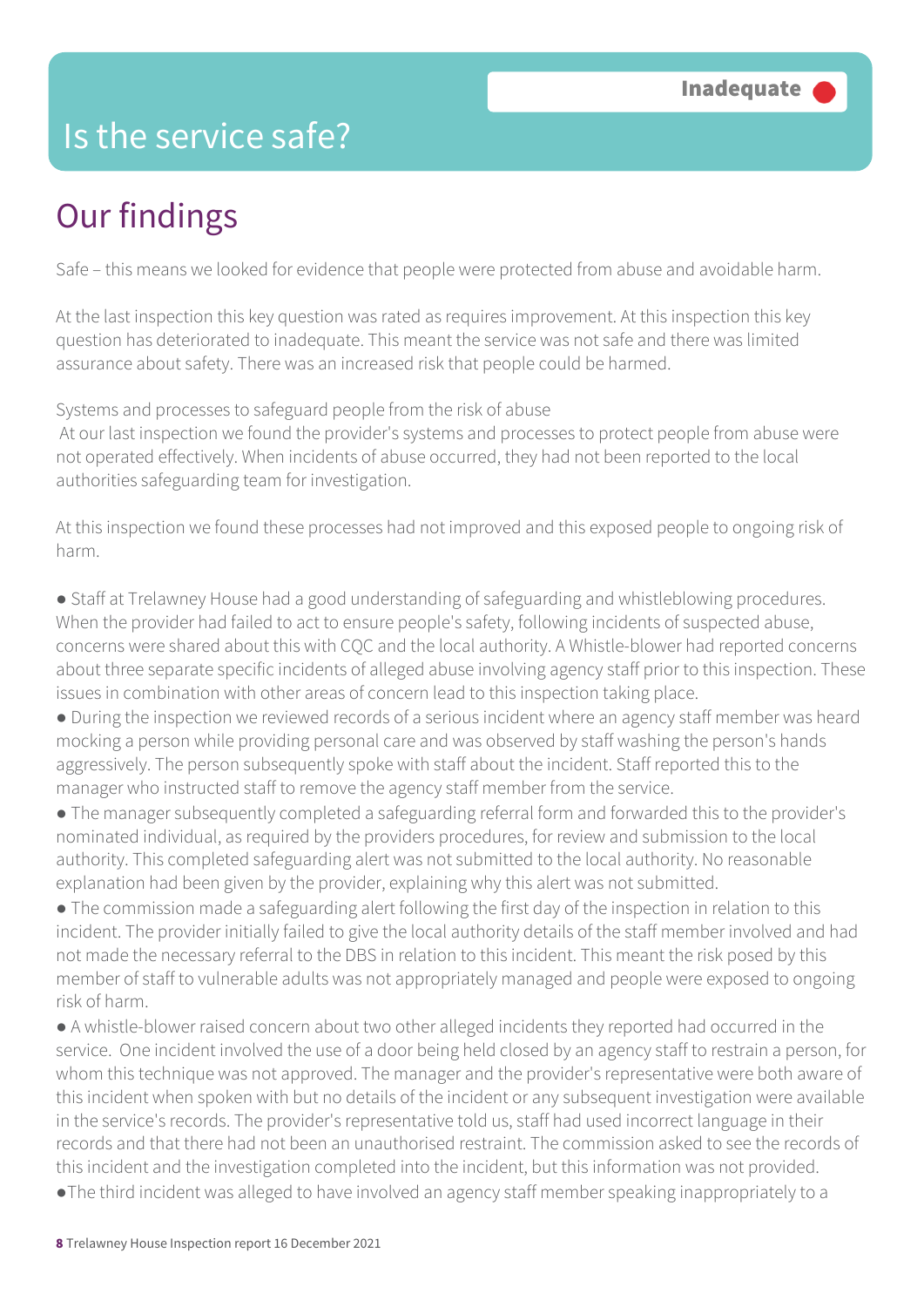# Is the service safe?

**Inadequate**

## Our findings

Safe – this means we looked for evidence that people were protected from abuse and avoidable harm.

At the last inspection this key question was rated as requires improvement. At this inspection this key question has deteriorated to inadequate. This meant the service was not safe and there was limited assurance about safety. There was an increased risk that people could be harmed.

Systems and processes to safeguard people from the risk of abuse

At our last inspection we found the provider's systems and processes to protect people from abuse were not operated effectively. When incidents of abuse occurred, they had not been reported to the local authorities safeguarding team for investigation.

At this inspection we found these processes had not improved and this exposed people to ongoing risk of harm.

- Staff at Trelawney House had a good understanding of safeguarding and whistleblowing procedures. When the provider had failed to act to ensure people's safety, following incidents of suspected abuse, concerns were shared about this with CQC and the local authority. A Whistle-blower had reported concerns about three separate specific incidents of alleged abuse involving agency staff prior to this inspection. These issues in combination with other areas of concern lead to this inspection taking place.
- During the inspection we reviewed records of a serious incident where an agency staff member was heard mocking a person while providing personal care and was observed by staff washing the person's hands aggressively. The person subsequently spoke with staff about the incident. Staff reported this to the manager who instructed staff to remove the agency staff member from the service.
- The manager subsequently completed a safeguarding referral form and forwarded this to the provider's nominated individual, as required by the providers procedures, for review and submission to the local authority. This completed safeguarding alert was not submitted to the local authority. No reasonable explanation had been given by the provider, explaining why this alert was not submitted.
- The commission made a safeguarding alert following the first day of the inspection in relation to this incident. The provider initially failed to give the local authority details of the staff member involved and had not made the necessary referral to the DBS in relation to this incident. This meant the risk posed by this member of staff to vulnerable adults was not appropriately managed and people were exposed to ongoing risk of harm.
- A whistle-blower raised concern about two other alleged incidents they reported had occurred in the service. One incident involved the use of a door being held closed by an agency staff to restrain a person, for whom this technique was not approved. The manager and the provider's representative were both aware of this incident when spoken with but no details of the incident or any subsequent investigation were available in the service's records. The provider's representative told us, staff had used incorrect language in their records and that there had not been an unauthorised restraint. The commission asked to see the records of this incident and the investigation completed into the incident, but this information was not provided.
- The third incident was alleged to have involved an agency staff member speaking inappropriately to a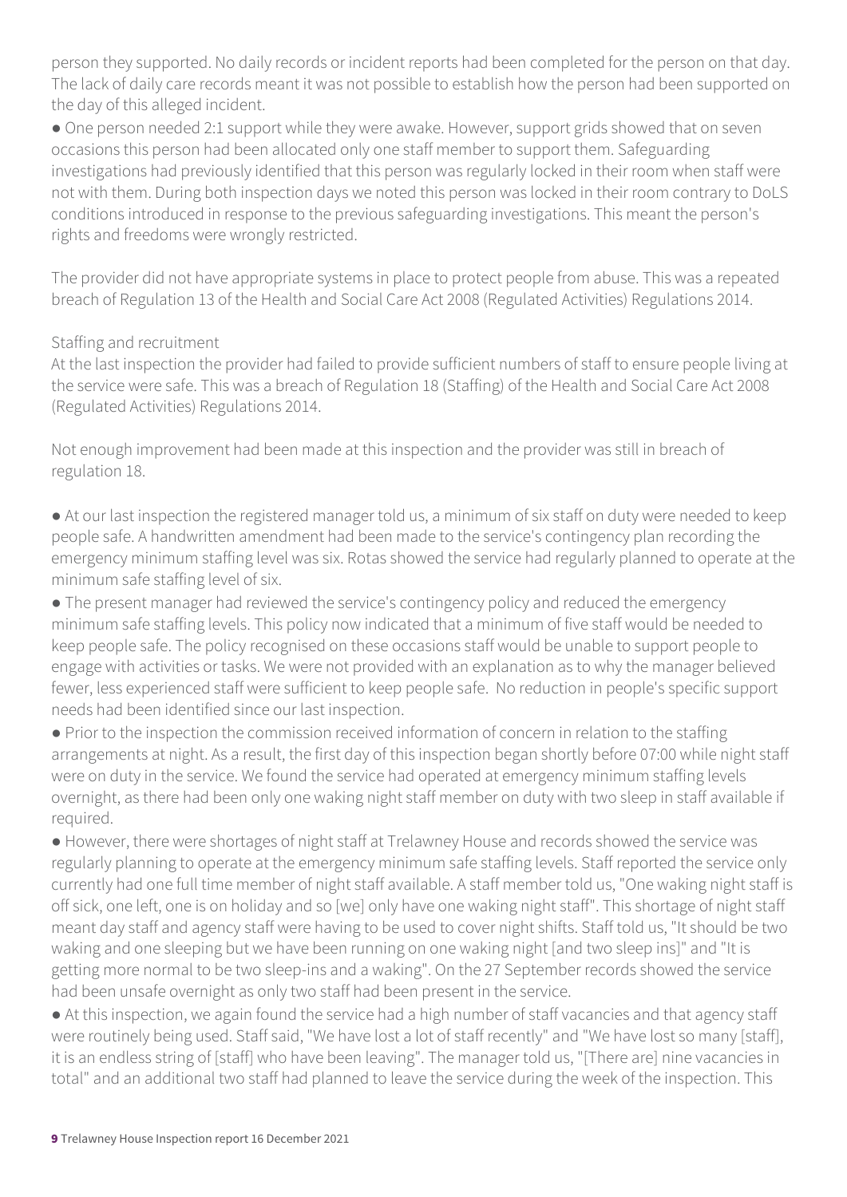person they supported. No daily records or incident reports had been completed for the person on that day. The lack of daily care records meant it was not possible to establish how the person had been supported on the day of this alleged incident.

- One person needed 2:1 support while they were awake. However, support grids showed that on seven occasions this person had been allocated only one staff member to support them. Safeguarding investigations had previously identified that this person was regularly locked in their room when staff were not with them. During both inspection days we noted this person was locked in their room contrary to DoLS conditions introduced in response to the previous safeguarding investigations. This meant the person's rights and freedoms were wrongly restricted.

The provider did not have appropriate systems in place to protect people from abuse. This was a repeated breach of Regulation 13 of the Health and Social Care Act 2008 (Regulated Activities) Regulations 2014.

## Staffing and recruitment

At the last inspection the provider had failed to provide sufficient numbers of staff to ensure people living at the service were safe. This was a breach of Regulation 18 (Staffing) of the Health and Social Care Act 2008 (Regulated Activities) Regulations 2014.

Not enough improvement had been made at this inspection and the provider was still in breach of regulation 18.

- At our last inspection the registered manager told us, a minimum of six staff on duty were needed to keep people safe. A handwritten amendment had been made to the service's contingency plan recording the emergency minimum staffing level was six. Rotas showed the service had regularly planned to operate at the minimum safe staffing level of six.
- The present manager had reviewed the service's contingency policy and reduced the emergency minimum safe staffing levels. This policy now indicated that a minimum of five staff would be needed to keep people safe. The policy recognised on these occasions staff would be unable to support people to engage with activities or tasks. We were not provided with an explanation as to why the manager believed fewer, less experienced staff were sufficient to keep people safe. No reduction in people's specific support needs had been identified since our last inspection.
- Prior to the inspection the commission received information of concern in relation to the staffing arrangements at night. As a result, the first day of this inspection began shortly before 07:00 while night staff were on duty in the service. We found the service had operated at emergency minimum staffing levels overnight, as there had been only one waking night staff member on duty with two sleep in staff available if required.
- However, there were shortages of night staff at Trelawney House and records showed the service was regularly planning to operate at the emergency minimum safe staffing levels. Staff reported the service only currently had one full time member of night staff available. A staff member told us, "One waking night staff is off sick, one left, one is on holiday and so [we] only have one waking night staff". This shortage of night staff meant day staff and agency staff were having to be used to cover night shifts. Staff told us, "It should be two waking and one sleeping but we have been running on one waking night [and two sleep ins]" and "It is getting more normal to be two sleep-ins and a waking". On the 27 September records showed the service had been unsafe overnight as only two staff had been present in the service.
- At this inspection, we again found the service had a high number of staff vacancies and that agency staff were routinely being used. Staff said, "We have lost a lot of staff recently" and "We have lost so many [staff], it is an endless string of [staff] who have been leaving". The manager told us, "[There are] nine vacancies in total" and an additional two staff had planned to leave the service during the week of the inspection. This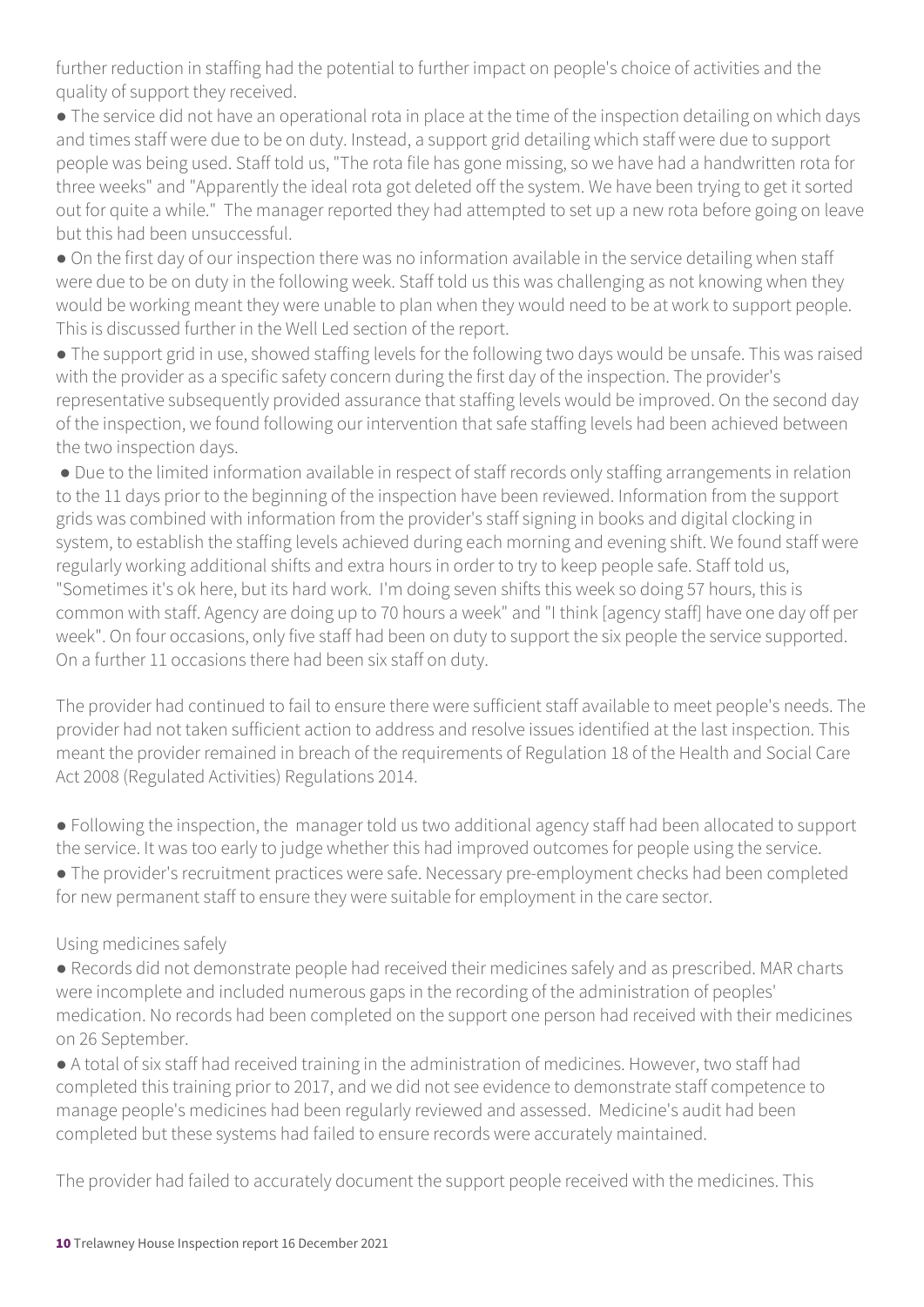further reduction in staffing had the potential to further impact on people's choice of activities and the quality of support they received.

- The service did not have an operational rota in place at the time of the inspection detailing on which days and times staff were due to be on duty. Instead, a support grid detailing which staff were due to support people was being used. Staff told us, "The rota file has gone missing, so we have had a handwritten rota for three weeks" and "Apparently the ideal rota got deleted off the system. We have been trying to get it sorted out for quite a while." The manager reported they had attempted to set up a new rota before going on leave but this had been unsuccessful.
- On the first day of our inspection there was no information available in the service detailing when staff were due to be on duty in the following week. Staff told us this was challenging as not knowing when they would be working meant they were unable to plan when they would need to be at work to support people. This is discussed further in the Well Led section of the report.
- The support grid in use, showed staffing levels for the following two days would be unsafe. This was raised with the provider as a specific safety concern during the first day of the inspection. The provider's representative subsequently provided assurance that staffing levels would be improved. On the second day of the inspection, we found following our intervention that safe staffing levels had been achieved between the two inspection days.
- Due to the limited information available in respect of staff records only staffing arrangements in relation to the 11 days prior to the beginning of the inspection have been reviewed. Information from the support grids was combined with information from the provider's staff signing in books and digital clocking in system, to establish the staffing levels achieved during each morning and evening shift. We found staff were regularly working additional shifts and extra hours in order to try to keep people safe. Staff told us, "Sometimes it's ok here, but its hard work. I'm doing seven shifts this week so doing 57 hours, this is common with staff. Agency are doing up to 70 hours a week" and "I think [agency staff] have one day off per week". On four occasions, only five staff had been on duty to support the six people the service supported. On a further 11 occasions there had been six staff on duty.

The provider had continued to fail to ensure there were sufficient staff available to meet people's needs. The provider had not taken sufficient action to address and resolve issues identified at the last inspection. This meant the provider remained in breach of the requirements of Regulation 18 of the Health and Social Care Act 2008 (Regulated Activities) Regulations 2014.

- Following the inspection, the manager told us two additional agency staff had been allocated to support the service. It was too early to judge whether this had improved outcomes for people using the service.
- The provider's recruitment practices were safe. Necessary pre-employment checks had been completed for new permanent staff to ensure they were suitable for employment in the care sector.

Using medicines safely

- Records did not demonstrate people had received their medicines safely and as prescribed. MAR charts were incomplete and included numerous gaps in the recording of the administration of peoples' medication. No records had been completed on the support one person had received with their medicines on 26 September.
- A total of six staff had received training in the administration of medicines. However, two staff had completed this training prior to 2017, and we did not see evidence to demonstrate staff competence to manage people's medicines had been regularly reviewed and assessed. Medicine's audit had been completed but these systems had failed to ensure records were accurately maintained.

The provider had failed to accurately document the support people received with the medicines. This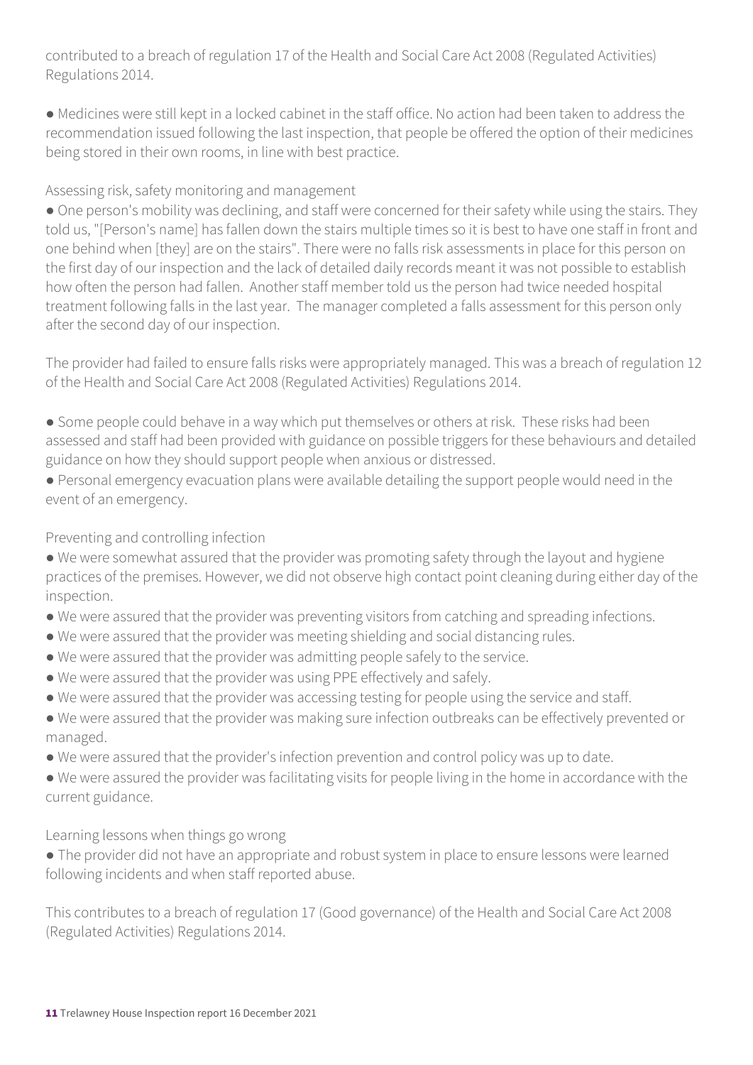contributed to a breach of regulation 17 of the Health and Social Care Act 2008 (Regulated Activities) Regulations 2014.

- Medicines were still kept in a locked cabinet in the staff office. No action had been taken to address the recommendation issued following the last inspection, that people be offered the option of their medicines being stored in their own rooms, in line with best practice.

Assessing risk, safety monitoring and management

- One person's mobility was declining, and staff were concerned for their safety while using the stairs. They told us, "[Person's name] has fallen down the stairs multiple times so it is best to have one staff in front and one behind when [they] are on the stairs". There were no falls risk assessments in place for this person on the first day of our inspection and the lack of detailed daily records meant it was not possible to establish how often the person had fallen. Another staff member told us the person had twice needed hospital treatment following falls in the last year. The manager completed a falls assessment for this person only after the second day of our inspection.

The provider had failed to ensure falls risks were appropriately managed. This was a breach of regulation 12 of the Health and Social Care Act 2008 (Regulated Activities) Regulations 2014.

- Some people could behave in a way which put themselves or others at risk. These risks had been assessed and staff had been provided with guidance on possible triggers for these behaviours and detailed guidance on how they should support people when anxious or distressed.
- Personal emergency evacuation plans were available detailing the support people would need in the event of an emergency.

Preventing and controlling infection

- We were somewhat assured that the provider was promoting safety through the layout and hygiene practices of the premises. However, we did not observe high contact point cleaning during either day of the inspection.
- We were assured that the provider was preventing visitors from catching and spreading infections.
- We were assured that the provider was meeting shielding and social distancing rules.
- We were assured that the provider was admitting people safely to the service.
- We were assured that the provider was using PPE effectively and safely.
- We were assured that the provider was accessing testing for people using the service and staff.
- We were assured that the provider was making sure infection outbreaks can be effectively prevented or managed.
- We were assured that the provider's infection prevention and control policy was up to date.
- We were assured the provider was facilitating visits for people living in the home in accordance with the current guidance.

Learning lessons when things go wrong

- The provider did not have an appropriate and robust system in place to ensure lessons were learned following incidents and when staff reported abuse.

This contributes to a breach of regulation 17 (Good governance) of the Health and Social Care Act 2008 (Regulated Activities) Regulations 2014.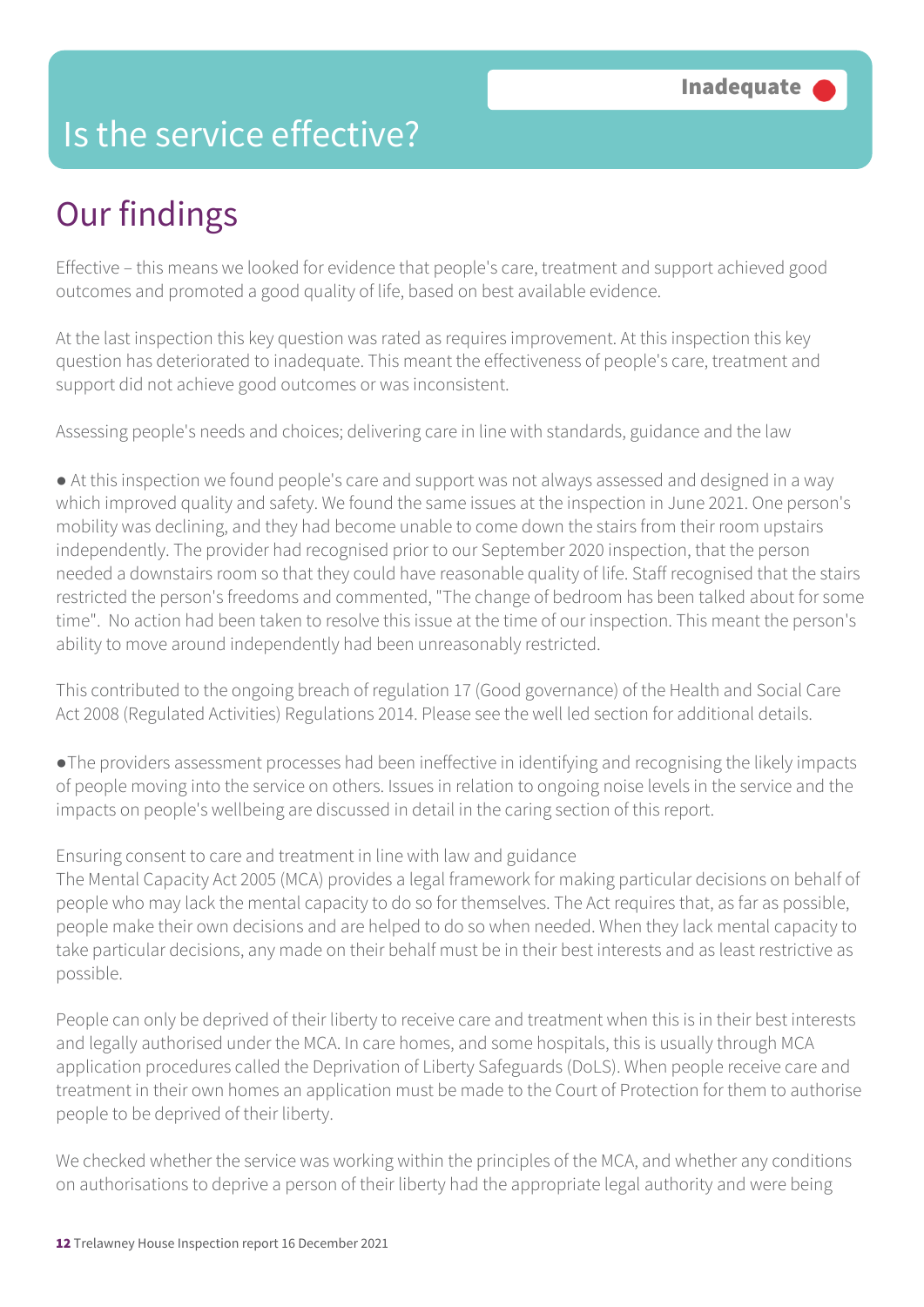# Is the service effective?

**Inadequate**

## Our findings

Effective – this means we looked for evidence that people's care, treatment and support achieved good outcomes and promoted a good quality of life, based on best available evidence.

At the last inspection this key question was rated as requires improvement. At this inspection this key question has deteriorated to inadequate. This meant the effectiveness of people's care, treatment and support did not achieve good outcomes or was inconsistent.

Assessing people's needs and choices; delivering care in line with standards, guidance and the law

- At this inspection we found people's care and support was not always assessed and designed in a way which improved quality and safety. We found the same issues at the inspection in June 2021. One person's mobility was declining, and they had become unable to come down the stairs from their room upstairs independently. The provider had recognised prior to our September 2020 inspection, that the person needed a downstairs room so that they could have reasonable quality of life. Staff recognised that the stairs restricted the person's freedoms and commented, "The change of bedroom has been talked about for some time". No action had been taken to resolve this issue at the time of our inspection. This meant the person's ability to move around independently had been unreasonably restricted.

This contributed to the ongoing breach of regulation 17 (Good governance) of the Health and Social Care Act 2008 (Regulated Activities) Regulations 2014. Please see the well led section for additional details.

- The providers assessment processes had been ineffective in identifying and recognising the likely impacts of people moving into the service on others. Issues in relation to ongoing noise levels in the service and the impacts on people's wellbeing are discussed in detail in the caring section of this report.

Ensuring consent to care and treatment in line with law and guidance

The Mental Capacity Act 2005 (MCA) provides a legal framework for making particular decisions on behalf of people who may lack the mental capacity to do so for themselves. The Act requires that, as far as possible, people make their own decisions and are helped to do so when needed. When they lack mental capacity to take particular decisions, any made on their behalf must be in their best interests and as least restrictive as possible.

People can only be deprived of their liberty to receive care and treatment when this is in their best interests and legally authorised under the MCA. In care homes, and some hospitals, this is usually through MCA application procedures called the Deprivation of Liberty Safeguards (DoLS). When people receive care and treatment in their own homes an application must be made to the Court of Protection for them to authorise people to be deprived of their liberty.

We checked whether the service was working within the principles of the MCA, and whether any conditions on authorisations to deprive a person of their liberty had the appropriate legal authority and were being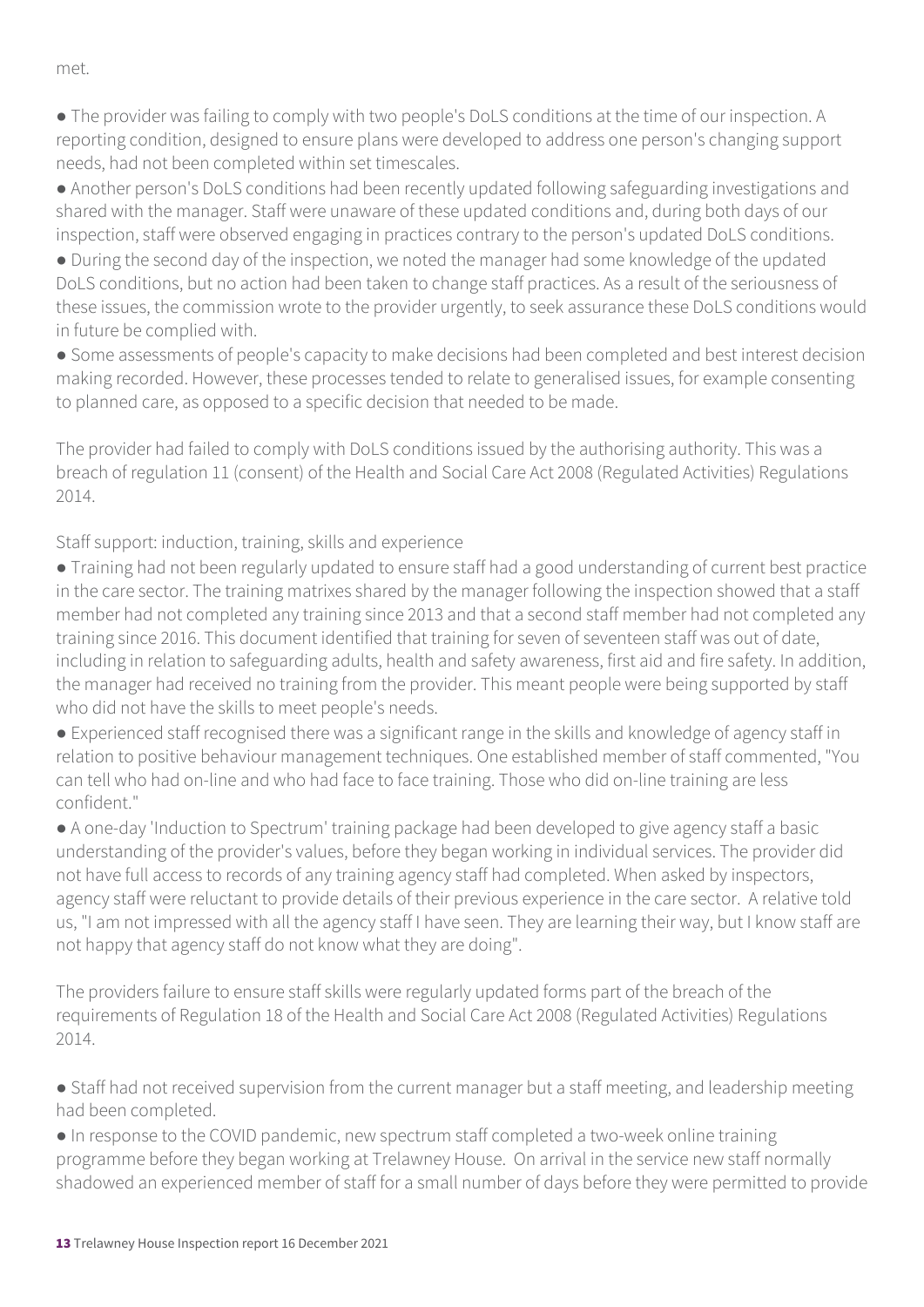met.

- The provider was failing to comply with two people's DoLS conditions at the time of our inspection. A reporting condition, designed to ensure plans were developed to address one person's changing support needs, had not been completed within set timescales.
- Another person's DoLS conditions had been recently updated following safeguarding investigations and shared with the manager. Staff were unaware of these updated conditions and, during both days of our inspection, staff were observed engaging in practices contrary to the person's updated DoLS conditions.
- During the second day of the inspection, we noted the manager had some knowledge of the updated DoLS conditions, but no action had been taken to change staff practices. As a result of the seriousness of these issues, the commission wrote to the provider urgently, to seek assurance these DoLS conditions would in future be complied with.
- Some assessments of people's capacity to make decisions had been completed and best interest decision making recorded. However, these processes tended to relate to generalised issues, for example consenting to planned care, as opposed to a specific decision that needed to be made.

The provider had failed to comply with DoLS conditions issued by the authorising authority. This was a breach of regulation 11 (consent) of the Health and Social Care Act 2008 (Regulated Activities) Regulations 2014.

Staff support: induction, training, skills and experience

- Training had not been regularly updated to ensure staff had a good understanding of current best practice in the care sector. The training matrixes shared by the manager following the inspection showed that a staff member had not completed any training since 2013 and that a second staff member had not completed any training since 2016. This document identified that training for seven of seventeen staff was out of date, including in relation to safeguarding adults, health and safety awareness, first aid and fire safety. In addition, the manager had received no training from the provider. This meant people were being supported by staff who did not have the skills to meet people's needs.
- Experienced staff recognised there was a significant range in the skills and knowledge of agency staff in relation to positive behaviour management techniques. One established member of staff commented, "You can tell who had on-line and who had face to face training. Those who did on-line training are less confident."
- A one-day 'Induction to Spectrum' training package had been developed to give agency staff a basic understanding of the provider's values, before they began working in individual services. The provider did not have full access to records of any training agency staff had completed. When asked by inspectors, agency staff were reluctant to provide details of their previous experience in the care sector. A relative told us, "I am not impressed with all the agency staff I have seen. They are learning their way, but I know staff are not happy that agency staff do not know what they are doing".

The providers failure to ensure staff skills were regularly updated forms part of the breach of the requirements of Regulation 18 of the Health and Social Care Act 2008 (Regulated Activities) Regulations 2014.

- Staff had not received supervision from the current manager but a staff meeting, and leadership meeting had been completed.
- In response to the COVID pandemic, new spectrum staff completed a two-week online training programme before they began working at Trelawney House. On arrival in the service new staff normally shadowed an experienced member of staff for a small number of days before they were permitted to provide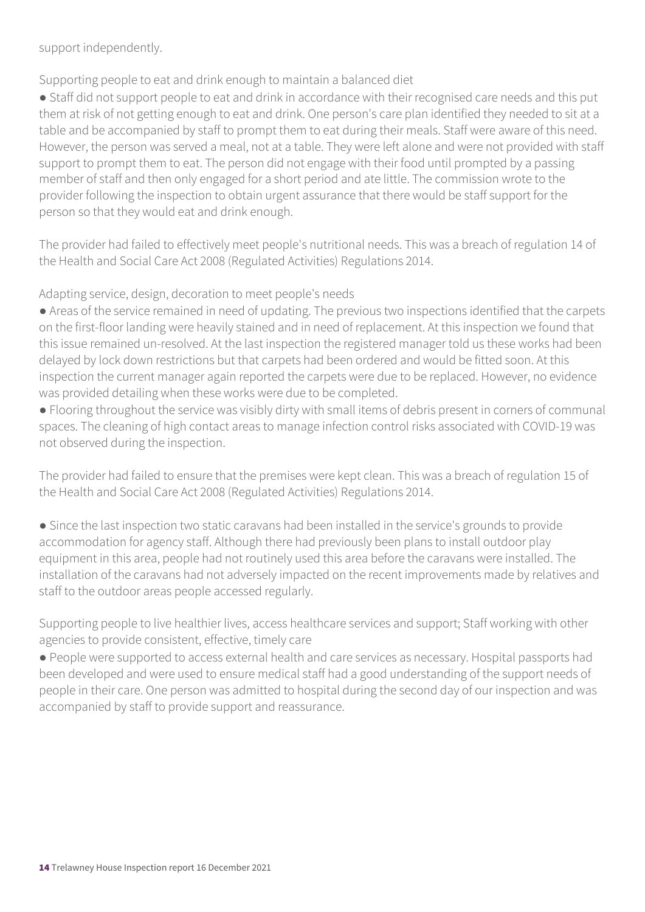support independently.

Supporting people to eat and drink enough to maintain a balanced diet

- Staff did not support people to eat and drink in accordance with their recognised care needs and this put them at risk of not getting enough to eat and drink. One person's care plan identified they needed to sit at a table and be accompanied by staff to prompt them to eat during their meals. Staff were aware of this need. However, the person was served a meal, not at a table. They were left alone and were not provided with staff support to prompt them to eat. The person did not engage with their food until prompted by a passing member of staff and then only engaged for a short period and ate little. The commission wrote to the provider following the inspection to obtain urgent assurance that there would be staff support for the person so that they would eat and drink enough.

The provider had failed to effectively meet people's nutritional needs. This was a breach of regulation 14 of the Health and Social Care Act 2008 (Regulated Activities) Regulations 2014.

Adapting service, design, decoration to meet people's needs

- Areas of the service remained in need of updating. The previous two inspections identified that the carpets on the first-floor landing were heavily stained and in need of replacement. At this inspection we found that this issue remained un-resolved. At the last inspection the registered manager told us these works had been delayed by lock down restrictions but that carpets had been ordered and would be fitted soon. At this inspection the current manager again reported the carpets were due to be replaced. However, no evidence was provided detailing when these works were due to be completed.
- Flooring throughout the service was visibly dirty with small items of debris present in corners of communal spaces. The cleaning of high contact areas to manage infection control risks associated with COVID-19 was not observed during the inspection.

The provider had failed to ensure that the premises were kept clean. This was a breach of regulation 15 of the Health and Social Care Act 2008 (Regulated Activities) Regulations 2014.

- Since the last inspection two static caravans had been installed in the service's grounds to provide accommodation for agency staff. Although there had previously been plans to install outdoor play equipment in this area, people had not routinely used this area before the caravans were installed. The installation of the caravans had not adversely impacted on the recent improvements made by relatives and staff to the outdoor areas people accessed regularly.

Supporting people to live healthier lives, access healthcare services and support; Staff working with other agencies to provide consistent, effective, timely care

- People were supported to access external health and care services as necessary. Hospital passports had been developed and were used to ensure medical staff had a good understanding of the support needs of people in their care. One person was admitted to hospital during the second day of our inspection and was accompanied by staff to provide support and reassurance.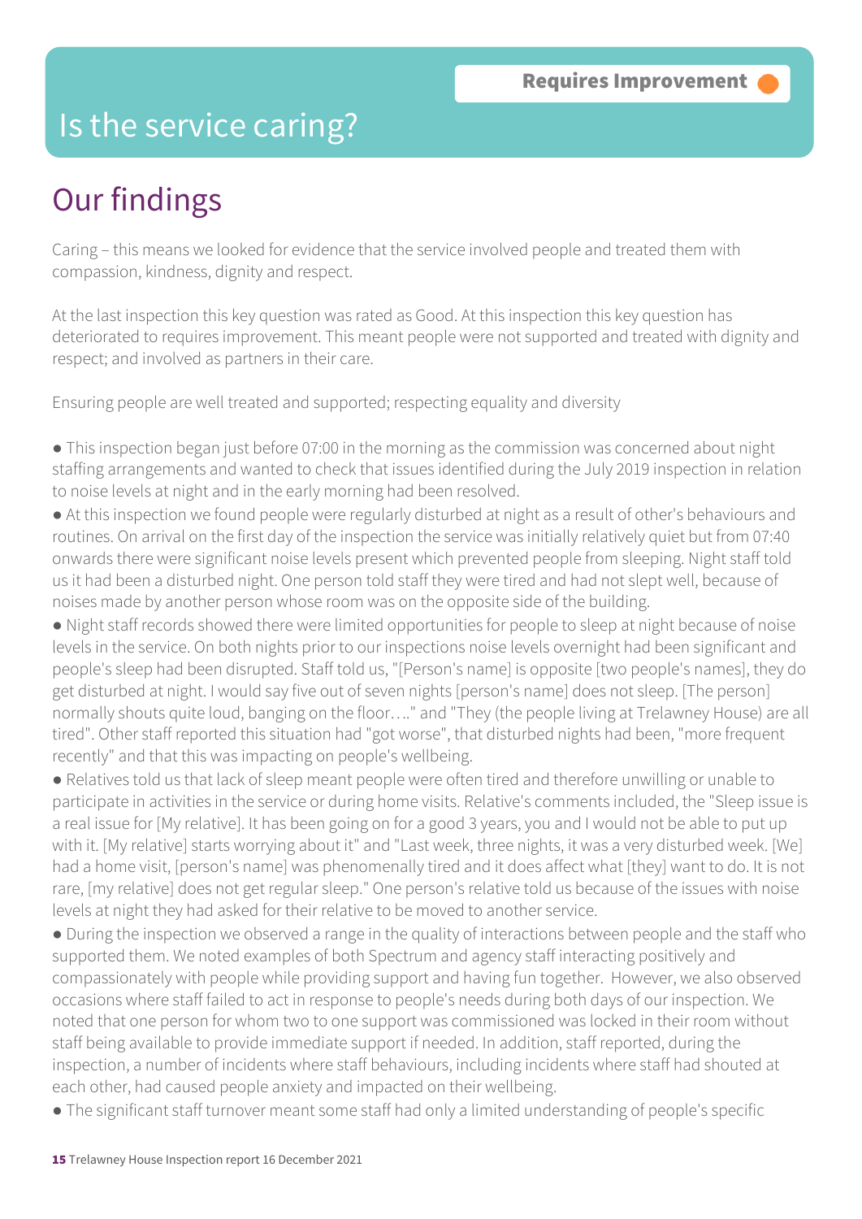# Is the service caring?

**Requires Improvement**

## Our findings

Caring – this means we looked for evidence that the service involved people and treated them with compassion, kindness, dignity and respect.

At the last inspection this key question was rated as Good. At this inspection this key question has deteriorated to requires improvement. This meant people were not supported and treated with dignity and respect; and involved as partners in their care.

Ensuring people are well treated and supported; respecting equality and diversity

- This inspection began just before 07:00 in the morning as the commission was concerned about night staffing arrangements and wanted to check that issues identified during the July 2019 inspection in relation to noise levels at night and in the early morning had been resolved.
- At this inspection we found people were regularly disturbed at night as a result of other's behaviours and routines. On arrival on the first day of the inspection the service was initially relatively quiet but from 07:40 onwards there were significant noise levels present which prevented people from sleeping. Night staff told us it had been a disturbed night. One person told staff they were tired and had not slept well, because of noises made by another person whose room was on the opposite side of the building.
- Night staff records showed there were limited opportunities for people to sleep at night because of noise levels in the service. On both nights prior to our inspections noise levels overnight had been significant and people's sleep had been disrupted. Staff told us, "[Person's name] is opposite [two people's names], they do get disturbed at night. I would say five out of seven nights [person's name] does not sleep. [The person] normally shouts quite loud, banging on the floor…." and "They (the people living at Trelawney House) are all tired". Other staff reported this situation had "got worse", that disturbed nights had been, "more frequent recently" and that this was impacting on people's wellbeing.
- Relatives told us that lack of sleep meant people were often tired and therefore unwilling or unable to participate in activities in the service or during home visits. Relative's comments included, the "Sleep issue is a real issue for [My relative]. It has been going on for a good 3 years, you and I would not be able to put up with it. [My relative] starts worrying about it" and "Last week, three nights, it was a very disturbed week. [We] had a home visit, [person's name] was phenomenally tired and it does affect what [they] want to do. It is not rare, [my relative] does not get regular sleep." One person's relative told us because of the issues with noise levels at night they had asked for their relative to be moved to another service.
- During the inspection we observed a range in the quality of interactions between people and the staff who supported them. We noted examples of both Spectrum and agency staff interacting positively and compassionately with people while providing support and having fun together. However, we also observed occasions where staff failed to act in response to people's needs during both days of our inspection. We noted that one person for whom two to one support was commissioned was locked in their room without staff being available to provide immediate support if needed. In addition, staff reported, during the inspection, a number of incidents where staff behaviours, including incidents where staff had shouted at each other, had caused people anxiety and impacted on their wellbeing.
- The significant staff turnover meant some staff had only a limited understanding of people's specific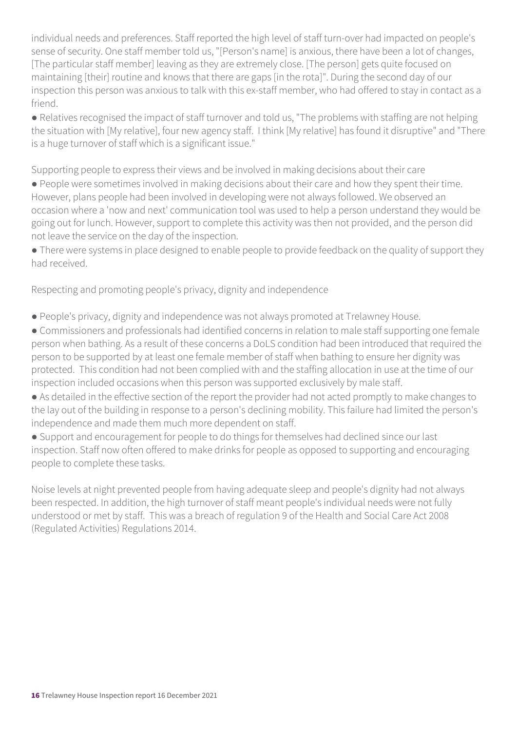individual needs and preferences. Staff reported the high level of staff turn-over had impacted on people's sense of security. One staff member told us, "[Person's name] is anxious, there have been a lot of changes, [The particular staff member] leaving as they are extremely close. [The person] gets quite focused on maintaining [their] routine and knows that there are gaps [in the rota]". During the second day of our inspection this person was anxious to talk with this ex-staff member, who had offered to stay in contact as a friend.

- Relatives recognised the impact of staff turnover and told us, "The problems with staffing are not helping the situation with [My relative], four new agency staff. I think [My relative] has found it disruptive" and "There is a huge turnover of staff which is a significant issue."

Supporting people to express their views and be involved in making decisions about their care

- People were sometimes involved in making decisions about their care and how they spent their time. However, plans people had been involved in developing were not always followed. We observed an occasion where a 'now and next' communication tool was used to help a person understand they would be going out for lunch. However, support to complete this activity was then not provided, and the person did not leave the service on the day of the inspection.
- There were systems in place designed to enable people to provide feedback on the quality of support they had received.

Respecting and promoting people's privacy, dignity and independence

- People's privacy, dignity and independence was not always promoted at Trelawney House.
- Commissioners and professionals had identified concerns in relation to male staff supporting one female person when bathing. As a result of these concerns a DoLS condition had been introduced that required the person to be supported by at least one female member of staff when bathing to ensure her dignity was protected. This condition had not been complied with and the staffing allocation in use at the time of our inspection included occasions when this person was supported exclusively by male staff.
- As detailed in the effective section of the report the provider had not acted promptly to make changes to the lay out of the building in response to a person's declining mobility. This failure had limited the person's independence and made them much more dependent on staff.
- Support and encouragement for people to do things for themselves had declined since our last inspection. Staff now often offered to make drinks for people as opposed to supporting and encouraging people to complete these tasks.

Noise levels at night prevented people from having adequate sleep and people's dignity had not always been respected. In addition, the high turnover of staff meant people's individual needs were not fully understood or met by staff. This was a breach of regulation 9 of the Health and Social Care Act 2008 (Regulated Activities) Regulations 2014.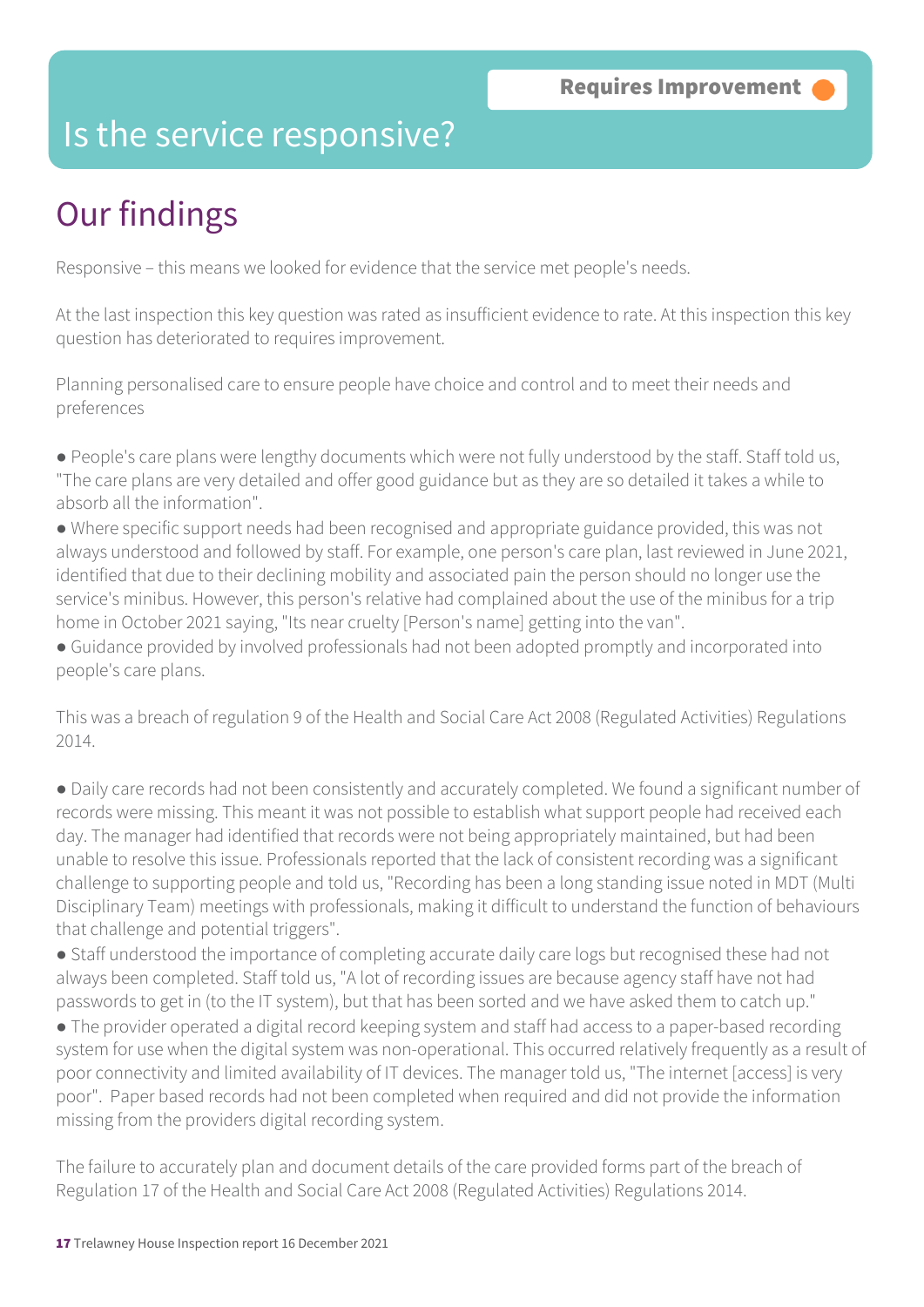**Requires Improvement**

# Is the service responsive?

## Our findings

Responsive – this means we looked for evidence that the service met people's needs.

At the last inspection this key question was rated as insufficient evidence to rate. At this inspection this key question has deteriorated to requires improvement.

Planning personalised care to ensure people have choice and control and to meet their needs and preferences

- People's care plans were lengthy documents which were not fully understood by the staff. Staff told us, "The care plans are very detailed and offer good guidance but as they are so detailed it takes a while to absorb all the information".
- Where specific support needs had been recognised and appropriate guidance provided, this was not always understood and followed by staff. For example, one person's care plan, last reviewed in June 2021, identified that due to their declining mobility and associated pain the person should no longer use the service's minibus. However, this person's relative had complained about the use of the minibus for a trip home in October 2021 saying, "Its near cruelty [Person's name] getting into the van".
- Guidance provided by involved professionals had not been adopted promptly and incorporated into people's care plans.

This was a breach of regulation 9 of the Health and Social Care Act 2008 (Regulated Activities) Regulations 2014.

- Daily care records had not been consistently and accurately completed. We found a significant number of records were missing. This meant it was not possible to establish what support people had received each day. The manager had identified that records were not being appropriately maintained, but had been unable to resolve this issue. Professionals reported that the lack of consistent recording was a significant challenge to supporting people and told us, "Recording has been a long standing issue noted in MDT (Multi Disciplinary Team) meetings with professionals, making it difficult to understand the function of behaviours that challenge and potential triggers".
- Staff understood the importance of completing accurate daily care logs but recognised these had not always been completed. Staff told us, "A lot of recording issues are because agency staff have not had passwords to get in (to the IT system), but that has been sorted and we have asked them to catch up."
- The provider operated a digital record keeping system and staff had access to a paper-based recording system for use when the digital system was non-operational. This occurred relatively frequently as a result of poor connectivity and limited availability of IT devices. The manager told us, "The internet [access] is very poor". Paper based records had not been completed when required and did not provide the information missing from the providers digital recording system.

The failure to accurately plan and document details of the care provided forms part of the breach of Regulation 17 of the Health and Social Care Act 2008 (Regulated Activities) Regulations 2014.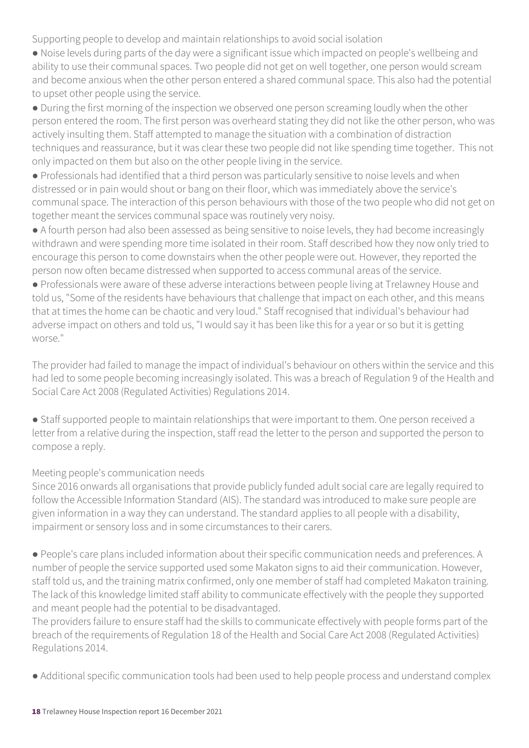Supporting people to develop and maintain relationships to avoid social isolation

- Noise levels during parts of the day were a significant issue which impacted on people's wellbeing and ability to use their communal spaces. Two people did not get on well together, one person would scream and become anxious when the other person entered a shared communal space. This also had the potential to upset other people using the service.
- During the first morning of the inspection we observed one person screaming loudly when the other person entered the room. The first person was overheard stating they did not like the other person, who was actively insulting them. Staff attempted to manage the situation with a combination of distraction techniques and reassurance, but it was clear these two people did not like spending time together. This not only impacted on them but also on the other people living in the service.
- Professionals had identified that a third person was particularly sensitive to noise levels and when distressed or in pain would shout or bang on their floor, which was immediately above the service's communal space. The interaction of this person behaviours with those of the two people who did not get on together meant the services communal space was routinely very noisy.
- A fourth person had also been assessed as being sensitive to noise levels, they had become increasingly withdrawn and were spending more time isolated in their room. Staff described how they now only tried to encourage this person to come downstairs when the other people were out. However, they reported the person now often became distressed when supported to access communal areas of the service.
- Professionals were aware of these adverse interactions between people living at Trelawney House and told us, "Some of the residents have behaviours that challenge that impact on each other, and this means that at times the home can be chaotic and very loud." Staff recognised that individual's behaviour had adverse impact on others and told us, "I would say it has been like this for a year or so but it is getting worse."

The provider had failed to manage the impact of individual's behaviour on others within the service and this had led to some people becoming increasingly isolated. This was a breach of Regulation 9 of the Health and Social Care Act 2008 (Regulated Activities) Regulations 2014.

- Staff supported people to maintain relationships that were important to them. One person received a letter from a relative during the inspection, staff read the letter to the person and supported the person to compose a reply.

Meeting people's communication needs

Since 2016 onwards all organisations that provide publicly funded adult social care are legally required to follow the Accessible Information Standard (AIS). The standard was introduced to make sure people are given information in a way they can understand. The standard applies to all people with a disability, impairment or sensory loss and in some circumstances to their carers.

- People's care plans included information about their specific communication needs and preferences. A number of people the service supported used some Makaton signs to aid their communication. However, staff told us, and the training matrix confirmed, only one member of staff had completed Makaton training. The lack of this knowledge limited staff ability to communicate effectively with the people they supported and meant people had the potential to be disadvantaged.

The providers failure to ensure staff had the skills to communicate effectively with people forms part of the breach of the requirements of Regulation 18 of the Health and Social Care Act 2008 (Regulated Activities) Regulations 2014.

- Additional specific communication tools had been used to help people process and understand complex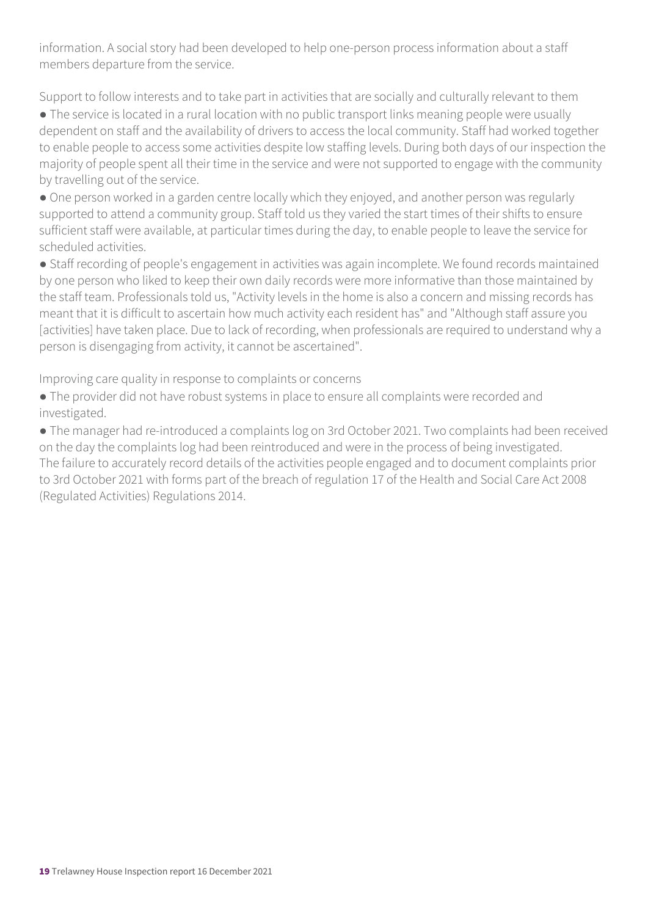information. A social story had been developed to help one-person process information about a staff members departure from the service.

Support to follow interests and to take part in activities that are socially and culturally relevant to them

- The service is located in a rural location with no public transport links meaning people were usually dependent on staff and the availability of drivers to access the local community. Staff had worked together to enable people to access some activities despite low staffing levels. During both days of our inspection the majority of people spent all their time in the service and were not supported to engage with the community by travelling out of the service.
- One person worked in a garden centre locally which they enjoyed, and another person was regularly supported to attend a community group. Staff told us they varied the start times of their shifts to ensure sufficient staff were available, at particular times during the day, to enable people to leave the service for scheduled activities.
- Staff recording of people's engagement in activities was again incomplete. We found records maintained by one person who liked to keep their own daily records were more informative than those maintained by the staff team. Professionals told us, "Activity levels in the home is also a concern and missing records has meant that it is difficult to ascertain how much activity each resident has" and "Although staff assure you [activities] have taken place. Due to lack of recording, when professionals are required to understand why a person is disengaging from activity, it cannot be ascertained".

Improving care quality in response to complaints or concerns

- The provider did not have robust systems in place to ensure all complaints were recorded and investigated.
- The manager had re-introduced a complaints log on 3rd October 2021. Two complaints had been received on the day the complaints log had been reintroduced and were in the process of being investigated.

The failure to accurately record details of the activities people engaged and to document complaints prior to 3rd October 2021 with forms part of the breach of regulation 17 of the Health and Social Care Act 2008 (Regulated Activities) Regulations 2014.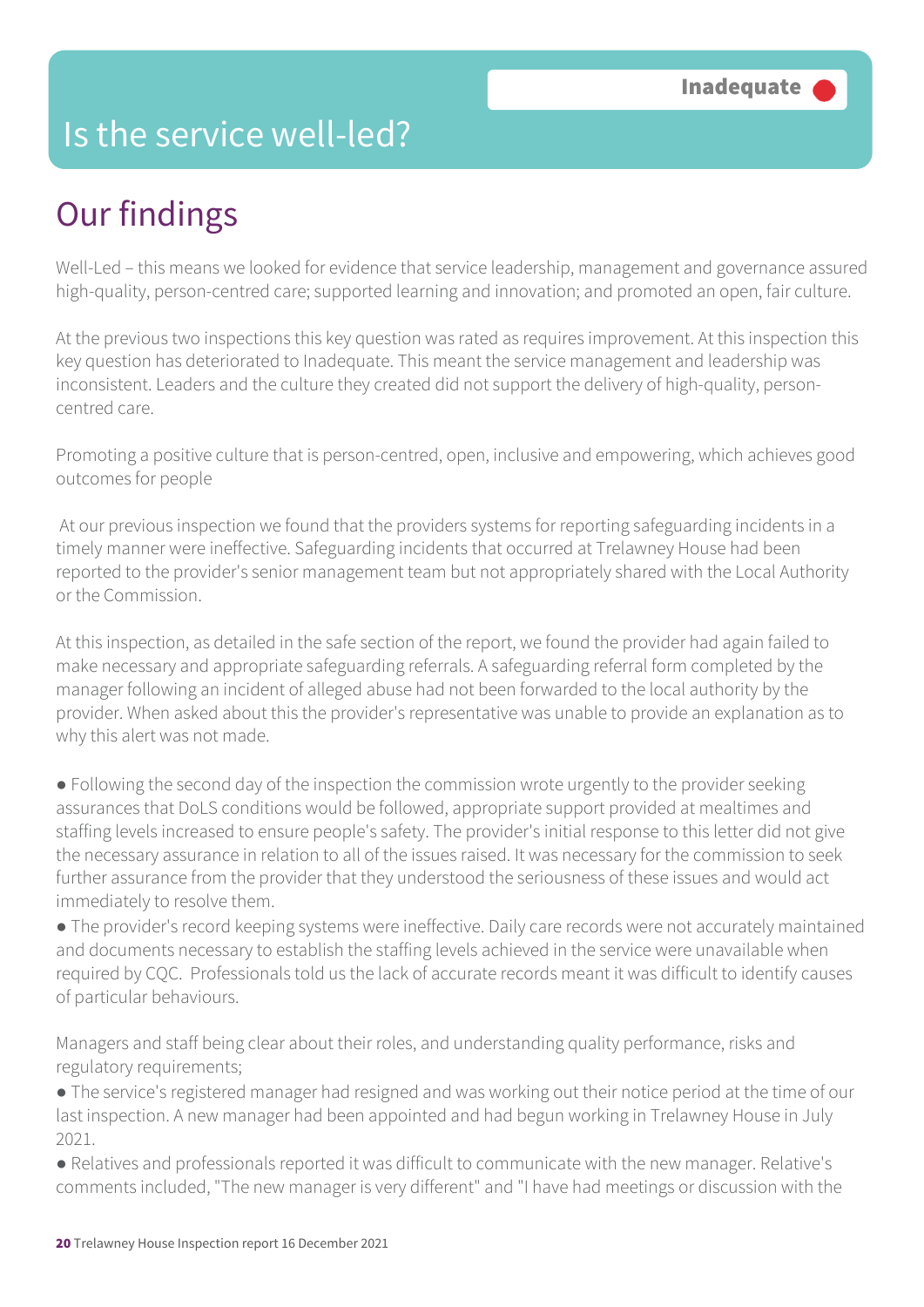# Is the service well-led?

Inadequate

## Our findings

Well-Led – this means we looked for evidence that service leadership, management and governance assured high-quality, person-centred care; supported learning and innovation; and promoted an open, fair culture.

At the previous two inspections this key question was rated as requires improvement. At this inspection this key question has deteriorated to Inadequate. This meant the service management and leadership was inconsistent. Leaders and the culture they created did not support the delivery of high-quality, person-centred care.

Promoting a positive culture that is person-centred, open, inclusive and empowering, which achieves good outcomes for people

At our previous inspection we found that the providers systems for reporting safeguarding incidents in a timely manner were ineffective. Safeguarding incidents that occurred at Trelawney House had been reported to the provider's senior management team but not appropriately shared with the Local Authority or the Commission.

At this inspection, as detailed in the safe section of the report, we found the provider had again failed to make necessary and appropriate safeguarding referrals. A safeguarding referral form completed by the manager following an incident of alleged abuse had not been forwarded to the local authority by the provider. When asked about this the provider's representative was unable to provide an explanation as to why this alert was not made.

- Following the second day of the inspection the commission wrote urgently to the provider seeking assurances that DoLS conditions would be followed, appropriate support provided at mealtimes and staffing levels increased to ensure people's safety. The provider's initial response to this letter did not give the necessary assurance in relation to all of the issues raised. It was necessary for the commission to seek further assurance from the provider that they understood the seriousness of these issues and would act immediately to resolve them.
- The provider's record keeping systems were ineffective. Daily care records were not accurately maintained and documents necessary to establish the staffing levels achieved in the service were unavailable when required by CQC. Professionals told us the lack of accurate records meant it was difficult to identify causes of particular behaviours.

Managers and staff being clear about their roles, and understanding quality performance, risks and regulatory requirements;

- The service's registered manager had resigned and was working out their notice period at the time of our last inspection. A new manager had been appointed and had begun working in Trelawney House in July 2021.
- Relatives and professionals reported it was difficult to communicate with the new manager. Relative's comments included, "The new manager is very different" and "I have had meetings or discussion with the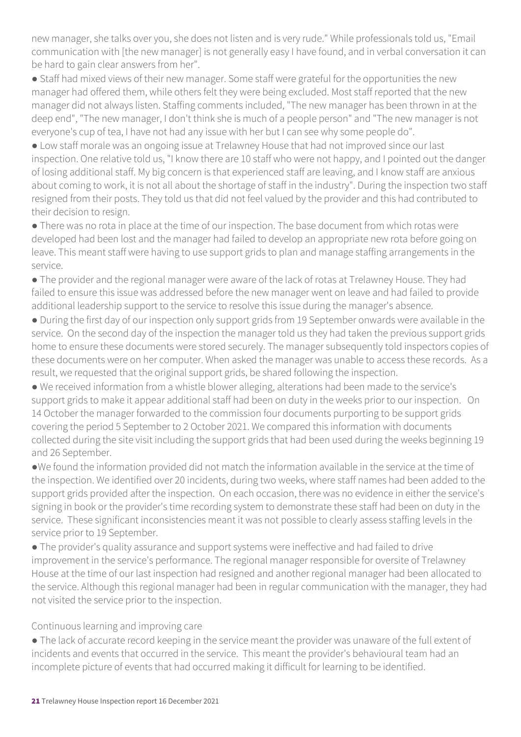new manager, she talks over you, she does not listen and is very rude." While professionals told us, "Email communication with [the new manager] is not generally easy I have found, and in verbal conversation it can be hard to gain clear answers from her".

- Staff had mixed views of their new manager. Some staff were grateful for the opportunities the new manager had offered them, while others felt they were being excluded. Most staff reported that the new manager did not always listen. Staffing comments included, "The new manager has been thrown in at the deep end", "The new manager, I don't think she is much of a people person" and "The new manager is not everyone's cup of tea, I have not had any issue with her but I can see why some people do".
- Low staff morale was an ongoing issue at Trelawney House that had not improved since our last inspection. One relative told us, "I know there are 10 staff who were not happy, and I pointed out the danger of losing additional staff. My big concern is that experienced staff are leaving, and I know staff are anxious about coming to work, it is not all about the shortage of staff in the industry". During the inspection two staff resigned from their posts. They told us that did not feel valued by the provider and this had contributed to their decision to resign.
- There was no rota in place at the time of our inspection. The base document from which rotas were developed had been lost and the manager had failed to develop an appropriate new rota before going on leave. This meant staff were having to use support grids to plan and manage staffing arrangements in the service.
- The provider and the regional manager were aware of the lack of rotas at Trelawney House. They had failed to ensure this issue was addressed before the new manager went on leave and had failed to provide additional leadership support to the service to resolve this issue during the manager's absence.
- During the first day of our inspection only support grids from 19 September onwards were available in the service. On the second day of the inspection the manager told us they had taken the previous support grids home to ensure these documents were stored securely. The manager subsequently told inspectors copies of these documents were on her computer. When asked the manager was unable to access these records. As a result, we requested that the original support grids, be shared following the inspection.
- We received information from a whistle blower alleging, alterations had been made to the service's support grids to make it appear additional staff had been on duty in the weeks prior to our inspection. On 14 October the manager forwarded to the commission four documents purporting to be support grids covering the period 5 September to 2 October 2021. We compared this information with documents collected during the site visit including the support grids that had been used during the weeks beginning 19 and 26 September.
- We found the information provided did not match the information available in the service at the time of the inspection. We identified over 20 incidents, during two weeks, where staff names had been added to the support grids provided after the inspection. On each occasion, there was no evidence in either the service's signing in book or the provider's time recording system to demonstrate these staff had been on duty in the service. These significant inconsistencies meant it was not possible to clearly assess staffing levels in the service prior to 19 September.
- The provider's quality assurance and support systems were ineffective and had failed to drive improvement in the service's performance. The regional manager responsible for oversite of Trelawney House at the time of our last inspection had resigned and another regional manager had been allocated to the service. Although this regional manager had been in regular communication with the manager, they had not visited the service prior to the inspection.

Continuous learning and improving care

- The lack of accurate record keeping in the service meant the provider was unaware of the full extent of incidents and events that occurred in the service. This meant the provider's behavioural team had an incomplete picture of events that had occurred making it difficult for learning to be identified.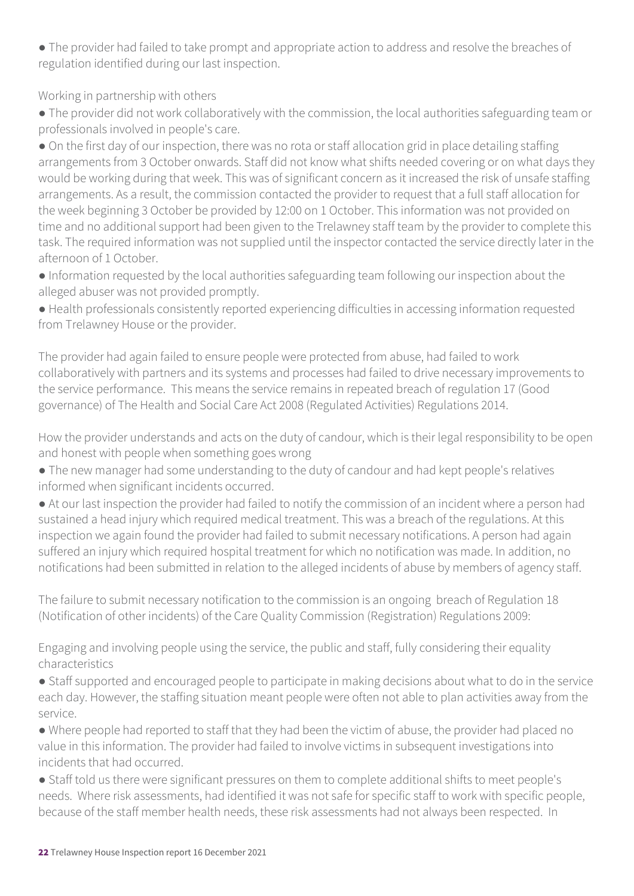● The provider had failed to take prompt and appropriate action to address and resolve the breaches of regulation identified during our last inspection.

Working in partnership with others

● The provider did not work collaboratively with the commission, the local authorities safeguarding team or professionals involved in people's care.

● On the first day of our inspection, there was no rota or staff allocation grid in place detailing staffing arrangements from 3 October onwards. Staff did not know what shifts needed covering or on what days they would be working during that week. This was of significant concern as it increased the risk of unsafe staffing arrangements. As a result, the commission contacted the provider to request that a full staff allocation for the week beginning 3 October be provided by 12:00 on 1 October. This information was not provided on time and no additional support had been given to the Trelawney staff team by the provider to complete this task. The required information was not supplied until the inspector contacted the service directly later in the afternoon of 1 October.

● Information requested by the local authorities safeguarding team following our inspection about the alleged abuser was not provided promptly.

● Health professionals consistently reported experiencing difficulties in accessing information requested from Trelawney House or the provider.

The provider had again failed to ensure people were protected from abuse, had failed to work collaboratively with partners and its systems and processes had failed to drive necessary improvements to the service performance. This means the service remains in repeated breach of regulation 17 (Good governance) of The Health and Social Care Act 2008 (Regulated Activities) Regulations 2014.

How the provider understands and acts on the duty of candour, which is their legal responsibility to be open and honest with people when something goes wrong

● The new manager had some understanding to the duty of candour and had kept people's relatives informed when significant incidents occurred.

● At our last inspection the provider had failed to notify the commission of an incident where a person had sustained a head injury which required medical treatment. This was a breach of the regulations. At this inspection we again found the provider had failed to submit necessary notifications. A person had again suffered an injury which required hospital treatment for which no notification was made. In addition, no notifications had been submitted in relation to the alleged incidents of abuse by members of agency staff.

The failure to submit necessary notification to the commission is an ongoing breach of Regulation 18 (Notification of other incidents) of the Care Quality Commission (Registration) Regulations 2009:

Engaging and involving people using the service, the public and staff, fully considering their equality characteristics

● Staff supported and encouraged people to participate in making decisions about what to do in the service each day. However, the staffing situation meant people were often not able to plan activities away from the service.

● Where people had reported to staff that they had been the victim of abuse, the provider had placed no value in this information. The provider had failed to involve victims in subsequent investigations into incidents that had occurred.

● Staff told us there were significant pressures on them to complete additional shifts to meet people's needs. Where risk assessments, had identified it was not safe for specific staff to work with specific people, because of the staff member health needs, these risk assessments had not always been respected. In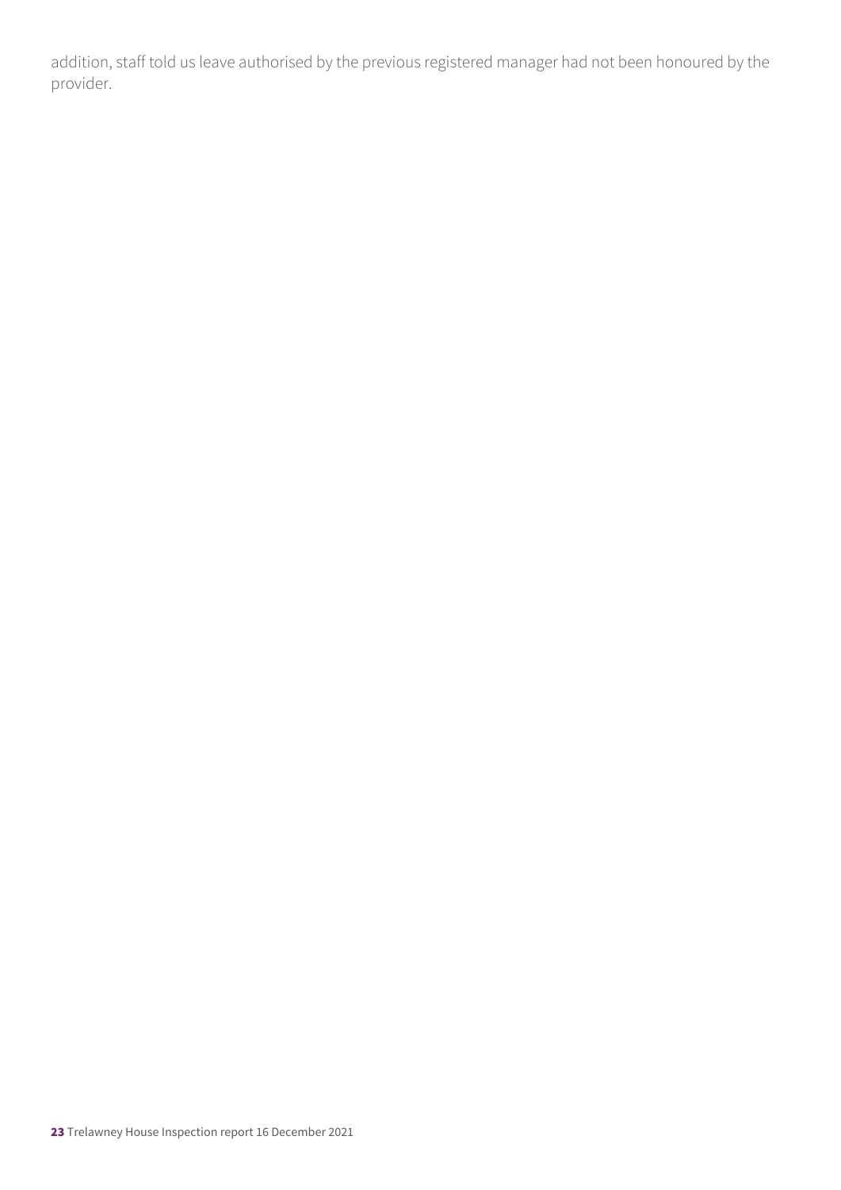addition, staff told us leave authorised by the previous registered manager had not been honoured by the provider.